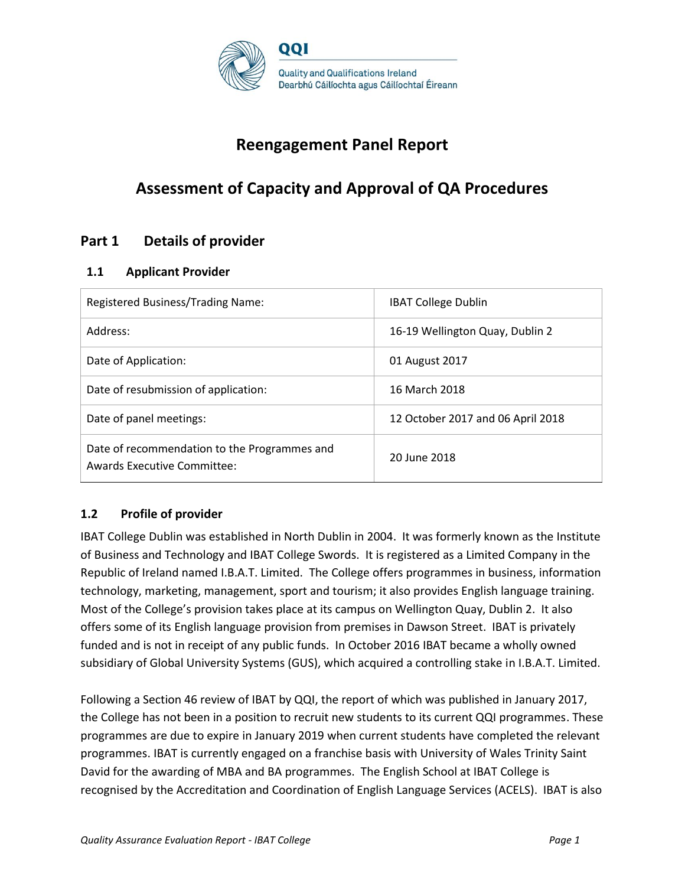QQI

Quality and Qualifications Ireland
Dearbhú Cáilíochta agus Cáilíochtaí Éireann

# Reengagement Panel Report

# Assessment of Capacity and Approval of QA Procedures

## Part 1 Details of provider

### 1.1 Applicant Provider

| | |
|---|---|
| Registered Business/Trading Name: | IBAT College Dublin |
| Address: | 16-19 Wellington Quay, Dublin 2 |
| Date of Application: | 01 August 2017 |
| Date of resubmission of application: | 16 March 2018 |
| Date of panel meetings: | 12 October 2017 and 06 April 2018 |
| Date of recommendation to the Programmes and Awards Executive Committee: | 20 June 2018 |

### 1.2 Profile of provider

IBAT College Dublin was established in North Dublin in 2004. It was formerly known as the Institute of Business and Technology and IBAT College Swords. It is registered as a Limited Company in the Republic of Ireland named I.B.A.T. Limited. The College offers programmes in business, information technology, marketing, management, sport and tourism; it also provides English language training. Most of the College's provision takes place at its campus on Wellington Quay, Dublin 2. It also offers some of its English language provision from premises in Dawson Street. IBAT is privately funded and is not in receipt of any public funds. In October 2016 IBAT became a wholly owned subsidiary of Global University Systems (GUS), which acquired a controlling stake in I.B.A.T. Limited.

Following a Section 46 review of IBAT by QQI, the report of which was published in January 2017, the College has not been in a position to recruit new students to its current QQI programmes. These programmes are due to expire in January 2019 when current students have completed the relevant programmes. IBAT is currently engaged on a franchise basis with University of Wales Trinity Saint David for the awarding of MBA and BA programmes. The English School at IBAT College is recognised by the Accreditation and Coordination of English Language Services (ACELS). IBAT is also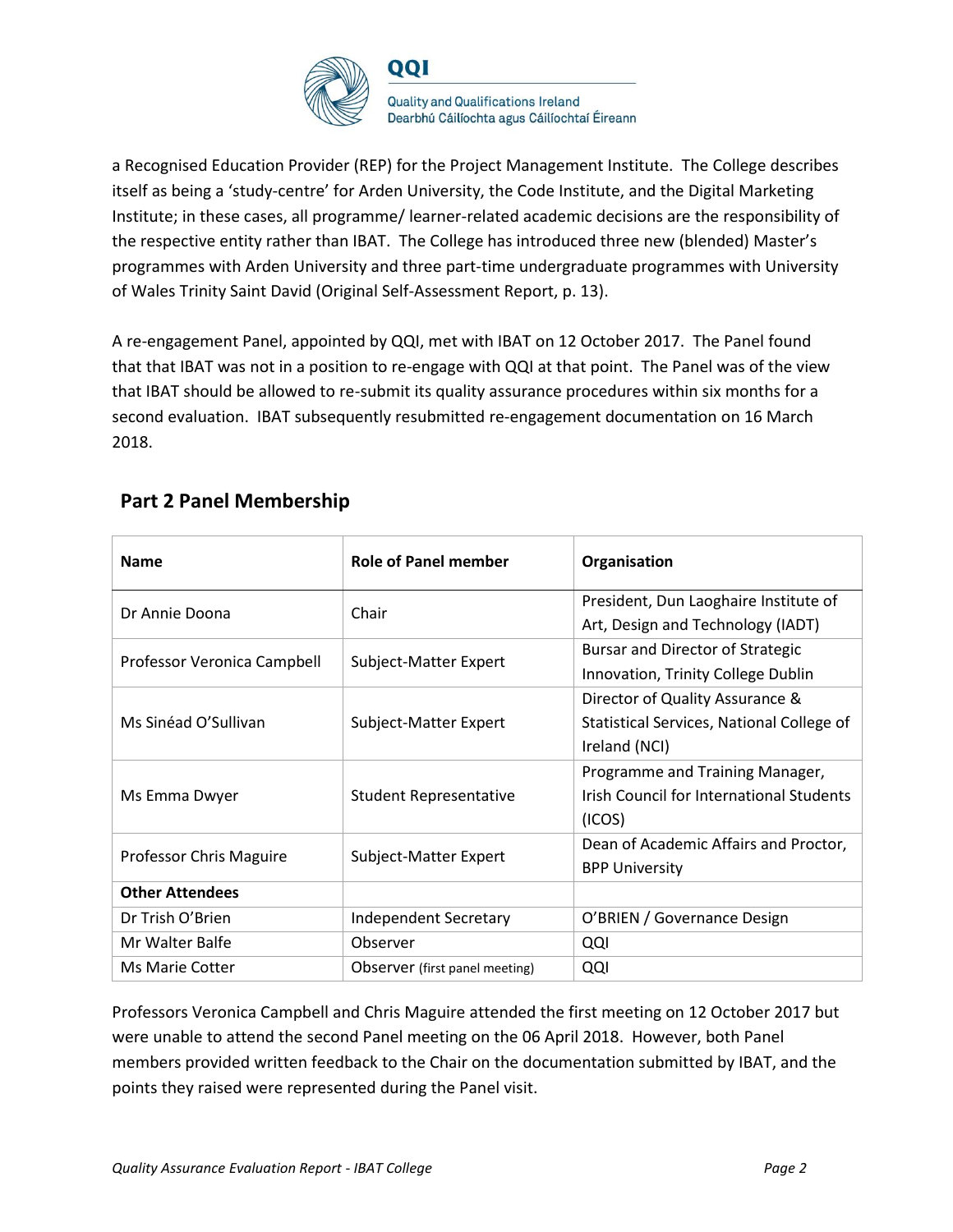a Recognised Education Provider (REP) for the Project Management Institute. The College describes itself as being a 'study-centre' for Arden University, the Code Institute, and the Digital Marketing Institute; in these cases, all programme/ learner-related academic decisions are the responsibility of the respective entity rather than IBAT. The College has introduced three new (blended) Master's programmes with Arden University and three part-time undergraduate programmes with University of Wales Trinity Saint David (Original Self-Assessment Report, p. 13).

A re-engagement Panel, appointed by QQI, met with IBAT on 12 October 2017. The Panel found that that IBAT was not in a position to re-engage with QQI at that point. The Panel was of the view that IBAT should be allowed to re-submit its quality assurance procedures within six months for a second evaluation. IBAT subsequently resubmitted re-engagement documentation on 16 March 2018.

## Part 2 Panel Membership

| Name | Role of Panel member | Organisation |
|---|---|---|
| Dr Annie Doona | Chair | President, Dun Laoghaire Institute of Art, Design and Technology (IADT) |
| Professor Veronica Campbell | Subject-Matter Expert | Bursar and Director of Strategic Innovation, Trinity College Dublin |
| Ms Sinéad O'Sullivan | Subject-Matter Expert | Director of Quality Assurance & Statistical Services, National College of Ireland (NCI) |
| Ms Emma Dwyer | Student Representative | Programme and Training Manager, Irish Council for International Students (ICOS) |
| Professor Chris Maguire | Subject-Matter Expert | Dean of Academic Affairs and Proctor, BPP University |
| **Other Attendees** | | |
| Dr Trish O'Brien | Independent Secretary | O'BRIEN / Governance Design |
| Mr Walter Balfe | Observer | QQI |
| Ms Marie Cotter | Observer (first panel meeting) | QQI |

Professors Veronica Campbell and Chris Maguire attended the first meeting on 12 October 2017 but were unable to attend the second Panel meeting on the 06 April 2018. However, both Panel members provided written feedback to the Chair on the documentation submitted by IBAT, and the points they raised were represented during the Panel visit.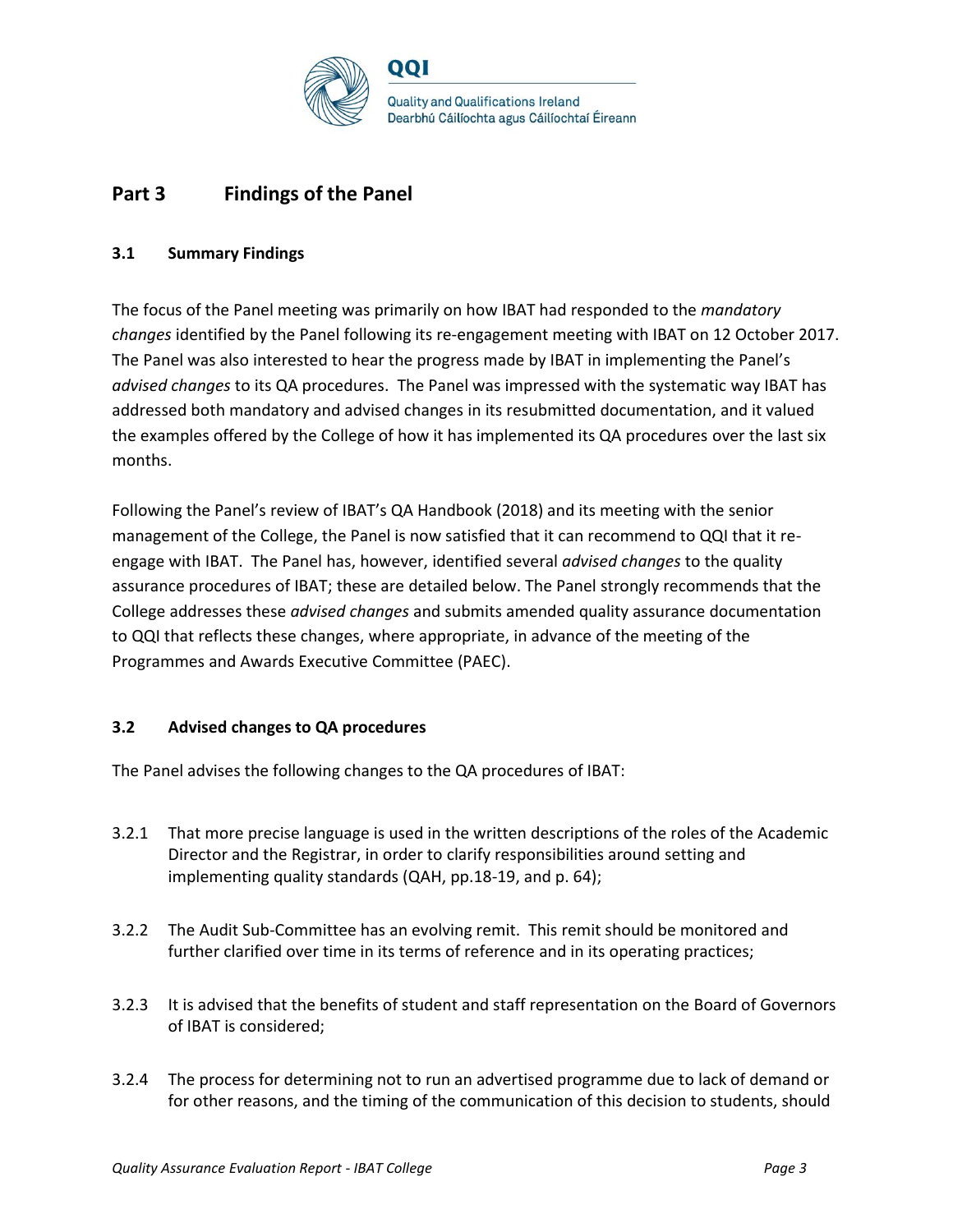## Part 3 Findings of the Panel

### 3.1 Summary Findings

The focus of the Panel meeting was primarily on how IBAT had responded to the *mandatory changes* identified by the Panel following its re-engagement meeting with IBAT on 12 October 2017. The Panel was also interested to hear the progress made by IBAT in implementing the Panel's *advised changes* to its QA procedures. The Panel was impressed with the systematic way IBAT has addressed both mandatory and advised changes in its resubmitted documentation, and it valued the examples offered by the College of how it has implemented its QA procedures over the last six months.

Following the Panel's review of IBAT's QA Handbook (2018) and its meeting with the senior management of the College, the Panel is now satisfied that it can recommend to QQI that it re-engage with IBAT. The Panel has, however, identified several *advised changes* to the quality assurance procedures of IBAT; these are detailed below. The Panel strongly recommends that the College addresses these *advised changes* and submits amended quality assurance documentation to QQI that reflects these changes, where appropriate, in advance of the meeting of the Programmes and Awards Executive Committee (PAEC).

### 3.2 Advised changes to QA procedures

The Panel advises the following changes to the QA procedures of IBAT:

3.2.1 That more precise language is used in the written descriptions of the roles of the Academic Director and the Registrar, in order to clarify responsibilities around setting and implementing quality standards (QAH, pp.18-19, and p. 64);

3.2.2 The Audit Sub-Committee has an evolving remit. This remit should be monitored and further clarified over time in its terms of reference and in its operating practices;

3.2.3 It is advised that the benefits of student and staff representation on the Board of Governors of IBAT is considered;

3.2.4 The process for determining not to run an advertised programme due to lack of demand or for other reasons, and the timing of the communication of this decision to students, should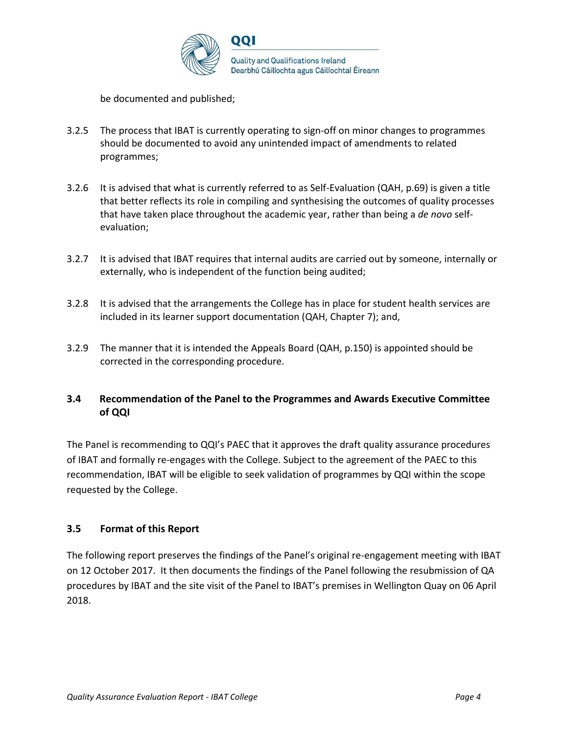be documented and published;

3.2.5 The process that IBAT is currently operating to sign-off on minor changes to programmes should be documented to avoid any unintended impact of amendments to related programmes;

3.2.6 It is advised that what is currently referred to as Self-Evaluation (QAH, p.69) is given a title that better reflects its role in compiling and synthesising the outcomes of quality processes that have taken place throughout the academic year, rather than being a *de novo* self-evaluation;

3.2.7 It is advised that IBAT requires that internal audits are carried out by someone, internally or externally, who is independent of the function being audited;

3.2.8 It is advised that the arrangements the College has in place for student health services are included in its learner support documentation (QAH, Chapter 7); and,

3.2.9 The manner that it is intended the Appeals Board (QAH, p.150) is appointed should be corrected in the corresponding procedure.

### 3.4 Recommendation of the Panel to the Programmes and Awards Executive Committee of QQI

The Panel is recommending to QQI's PAEC that it approves the draft quality assurance procedures of IBAT and formally re-engages with the College. Subject to the agreement of the PAEC to this recommendation, IBAT will be eligible to seek validation of programmes by QQI within the scope requested by the College.

### 3.5 Format of this Report

The following report preserves the findings of the Panel's original re-engagement meeting with IBAT on 12 October 2017. It then documents the findings of the Panel following the resubmission of QA procedures by IBAT and the site visit of the Panel to IBAT's premises in Wellington Quay on 06 April 2018.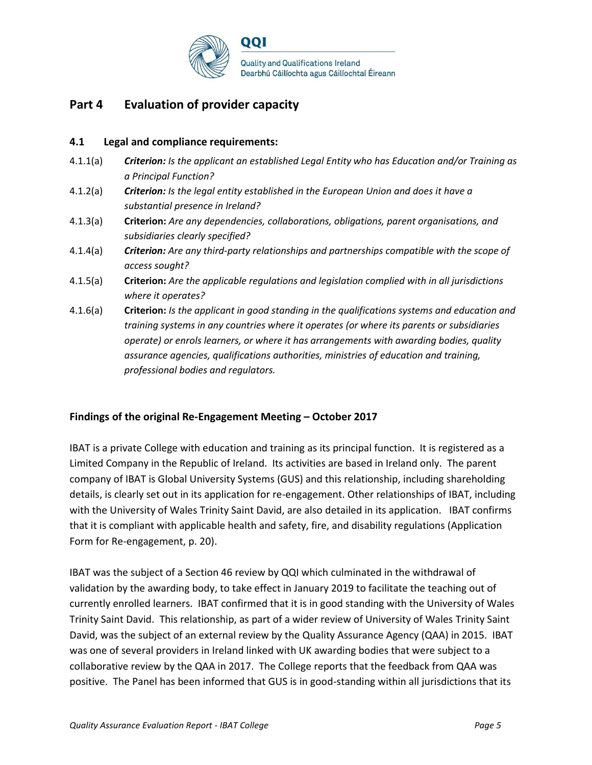## Part 4 Evaluation of provider capacity

### 4.1 Legal and compliance requirements:

4.1.1(a) ***Criterion:*** *Is the applicant an established Legal Entity who has Education and/or Training as a Principal Function?*

4.1.2(a) ***Criterion:*** *Is the legal entity established in the European Union and does it have a substantial presence in Ireland?*

4.1.3(a) **Criterion:** *Are any dependencies, collaborations, obligations, parent organisations, and subsidiaries clearly specified?*

4.1.4(a) ***Criterion:*** *Are any third-party relationships and partnerships compatible with the scope of access sought?*

4.1.5(a) **Criterion:** *Are the applicable regulations and legislation complied with in all jurisdictions where it operates?*

4.1.6(a) **Criterion:** *Is the applicant in good standing in the qualifications systems and education and training systems in any countries where it operates (or where its parents or subsidiaries operate) or enrols learners, or where it has arrangements with awarding bodies, quality assurance agencies, qualifications authorities, ministries of education and training, professional bodies and regulators.*

**Findings of the original Re-Engagement Meeting – October 2017**

IBAT is a private College with education and training as its principal function. It is registered as a Limited Company in the Republic of Ireland. Its activities are based in Ireland only. The parent company of IBAT is Global University Systems (GUS) and this relationship, including shareholding details, is clearly set out in its application for re-engagement. Other relationships of IBAT, including with the University of Wales Trinity Saint David, are also detailed in its application. IBAT confirms that it is compliant with applicable health and safety, fire, and disability regulations (Application Form for Re-engagement, p. 20).

IBAT was the subject of a Section 46 review by QQI which culminated in the withdrawal of validation by the awarding body, to take effect in January 2019 to facilitate the teaching out of currently enrolled learners. IBAT confirmed that it is in good standing with the University of Wales Trinity Saint David. This relationship, as part of a wider review of University of Wales Trinity Saint David, was the subject of an external review by the Quality Assurance Agency (QAA) in 2015. IBAT was one of several providers in Ireland linked with UK awarding bodies that were subject to a collaborative review by the QAA in 2017. The College reports that the feedback from QAA was positive. The Panel has been informed that GUS is in good-standing within all jurisdictions that its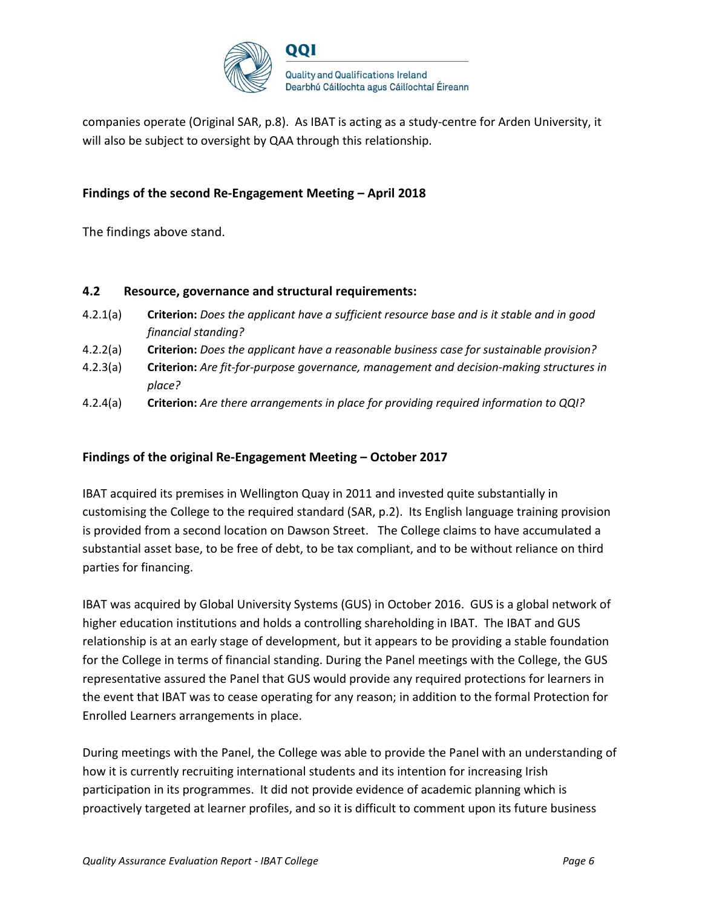companies operate (Original SAR, p.8). As IBAT is acting as a study-centre for Arden University, it will also be subject to oversight by QAA through this relationship.

**Findings of the second Re-Engagement Meeting – April 2018**

The findings above stand.

### 4.2 Resource, governance and structural requirements:

4.2.1(a) **Criterion:** *Does the applicant have a sufficient resource base and is it stable and in good financial standing?*

4.2.2(a) **Criterion:** *Does the applicant have a reasonable business case for sustainable provision?*

4.2.3(a) **Criterion:** *Are fit-for-purpose governance, management and decision-making structures in place?*

4.2.4(a) **Criterion:** *Are there arrangements in place for providing required information to QQI?*

**Findings of the original Re-Engagement Meeting – October 2017**

IBAT acquired its premises in Wellington Quay in 2011 and invested quite substantially in customising the College to the required standard (SAR, p.2). Its English language training provision is provided from a second location on Dawson Street. The College claims to have accumulated a substantial asset base, to be free of debt, to be tax compliant, and to be without reliance on third parties for financing.

IBAT was acquired by Global University Systems (GUS) in October 2016. GUS is a global network of higher education institutions and holds a controlling shareholding in IBAT. The IBAT and GUS relationship is at an early stage of development, but it appears to be providing a stable foundation for the College in terms of financial standing. During the Panel meetings with the College, the GUS representative assured the Panel that GUS would provide any required protections for learners in the event that IBAT was to cease operating for any reason; in addition to the formal Protection for Enrolled Learners arrangements in place.

During meetings with the Panel, the College was able to provide the Panel with an understanding of how it is currently recruiting international students and its intention for increasing Irish participation in its programmes. It did not provide evidence of academic planning which is proactively targeted at learner profiles, and so it is difficult to comment upon its future business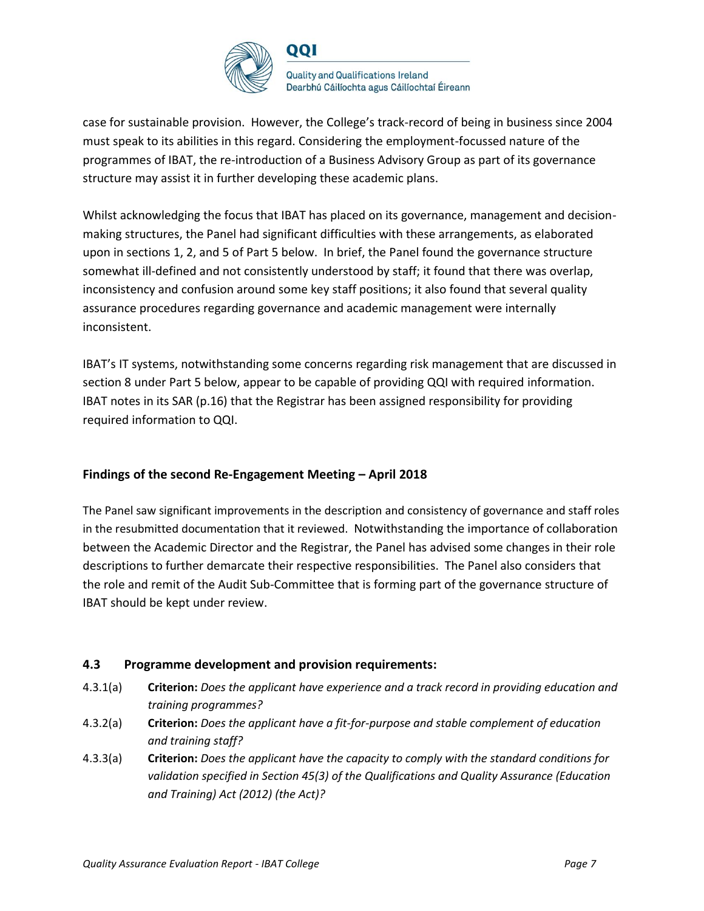case for sustainable provision. However, the College's track-record of being in business since 2004 must speak to its abilities in this regard. Considering the employment-focussed nature of the programmes of IBAT, the re-introduction of a Business Advisory Group as part of its governance structure may assist it in further developing these academic plans.

Whilst acknowledging the focus that IBAT has placed on its governance, management and decision-making structures, the Panel had significant difficulties with these arrangements, as elaborated upon in sections 1, 2, and 5 of Part 5 below. In brief, the Panel found the governance structure somewhat ill-defined and not consistently understood by staff; it found that there was overlap, inconsistency and confusion around some key staff positions; it also found that several quality assurance procedures regarding governance and academic management were internally inconsistent.

IBAT's IT systems, notwithstanding some concerns regarding risk management that are discussed in section 8 under Part 5 below, appear to be capable of providing QQI with required information. IBAT notes in its SAR (p.16) that the Registrar has been assigned responsibility for providing required information to QQI.

**Findings of the second Re-Engagement Meeting – April 2018**

The Panel saw significant improvements in the description and consistency of governance and staff roles in the resubmitted documentation that it reviewed. Notwithstanding the importance of collaboration between the Academic Director and the Registrar, the Panel has advised some changes in their role descriptions to further demarcate their respective responsibilities. The Panel also considers that the role and remit of the Audit Sub-Committee that is forming part of the governance structure of IBAT should be kept under review.

### 4.3 Programme development and provision requirements:

4.3.1(a) **Criterion:** *Does the applicant have experience and a track record in providing education and training programmes?*

4.3.2(a) **Criterion:** *Does the applicant have a fit-for-purpose and stable complement of education and training staff?*

4.3.3(a) **Criterion:** *Does the applicant have the capacity to comply with the standard conditions for validation specified in Section 45(3) of the Qualifications and Quality Assurance (Education and Training) Act (2012) (the Act)?*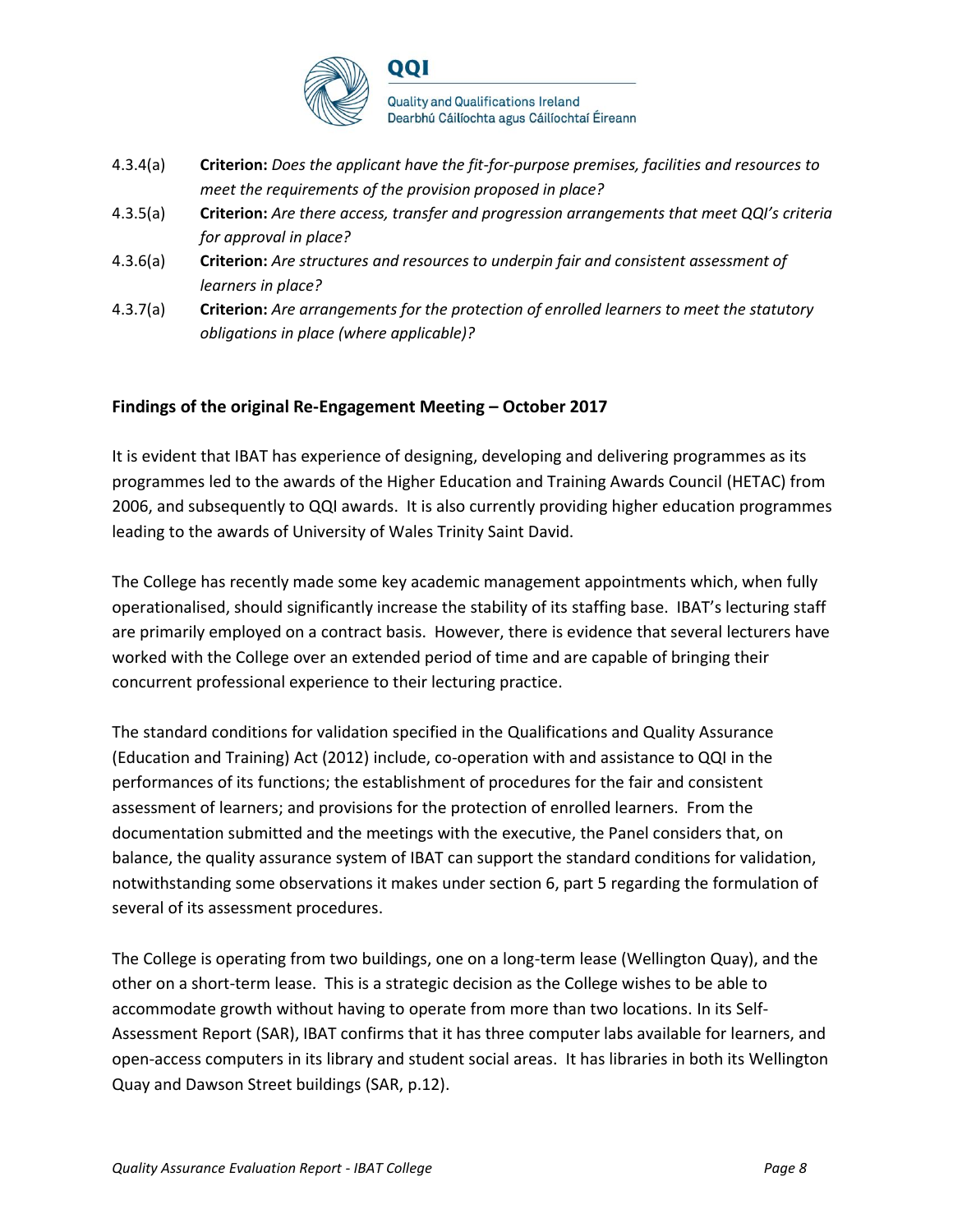4.3.4(a) **Criterion:** *Does the applicant have the fit-for-purpose premises, facilities and resources to meet the requirements of the provision proposed in place?*

4.3.5(a) **Criterion:** *Are there access, transfer and progression arrangements that meet QQI's criteria for approval in place?*

4.3.6(a) **Criterion:** *Are structures and resources to underpin fair and consistent assessment of learners in place?*

4.3.7(a) **Criterion:** *Are arrangements for the protection of enrolled learners to meet the statutory obligations in place (where applicable)?*

**Findings of the original Re-Engagement Meeting – October 2017**

It is evident that IBAT has experience of designing, developing and delivering programmes as its programmes led to the awards of the Higher Education and Training Awards Council (HETAC) from 2006, and subsequently to QQI awards. It is also currently providing higher education programmes leading to the awards of University of Wales Trinity Saint David.

The College has recently made some key academic management appointments which, when fully operationalised, should significantly increase the stability of its staffing base. IBAT's lecturing staff are primarily employed on a contract basis. However, there is evidence that several lecturers have worked with the College over an extended period of time and are capable of bringing their concurrent professional experience to their lecturing practice.

The standard conditions for validation specified in the Qualifications and Quality Assurance (Education and Training) Act (2012) include, co-operation with and assistance to QQI in the performances of its functions; the establishment of procedures for the fair and consistent assessment of learners; and provisions for the protection of enrolled learners. From the documentation submitted and the meetings with the executive, the Panel considers that, on balance, the quality assurance system of IBAT can support the standard conditions for validation, notwithstanding some observations it makes under section 6, part 5 regarding the formulation of several of its assessment procedures.

The College is operating from two buildings, one on a long-term lease (Wellington Quay), and the other on a short-term lease. This is a strategic decision as the College wishes to be able to accommodate growth without having to operate from more than two locations. In its Self-Assessment Report (SAR), IBAT confirms that it has three computer labs available for learners, and open-access computers in its library and student social areas. It has libraries in both its Wellington Quay and Dawson Street buildings (SAR, p.12).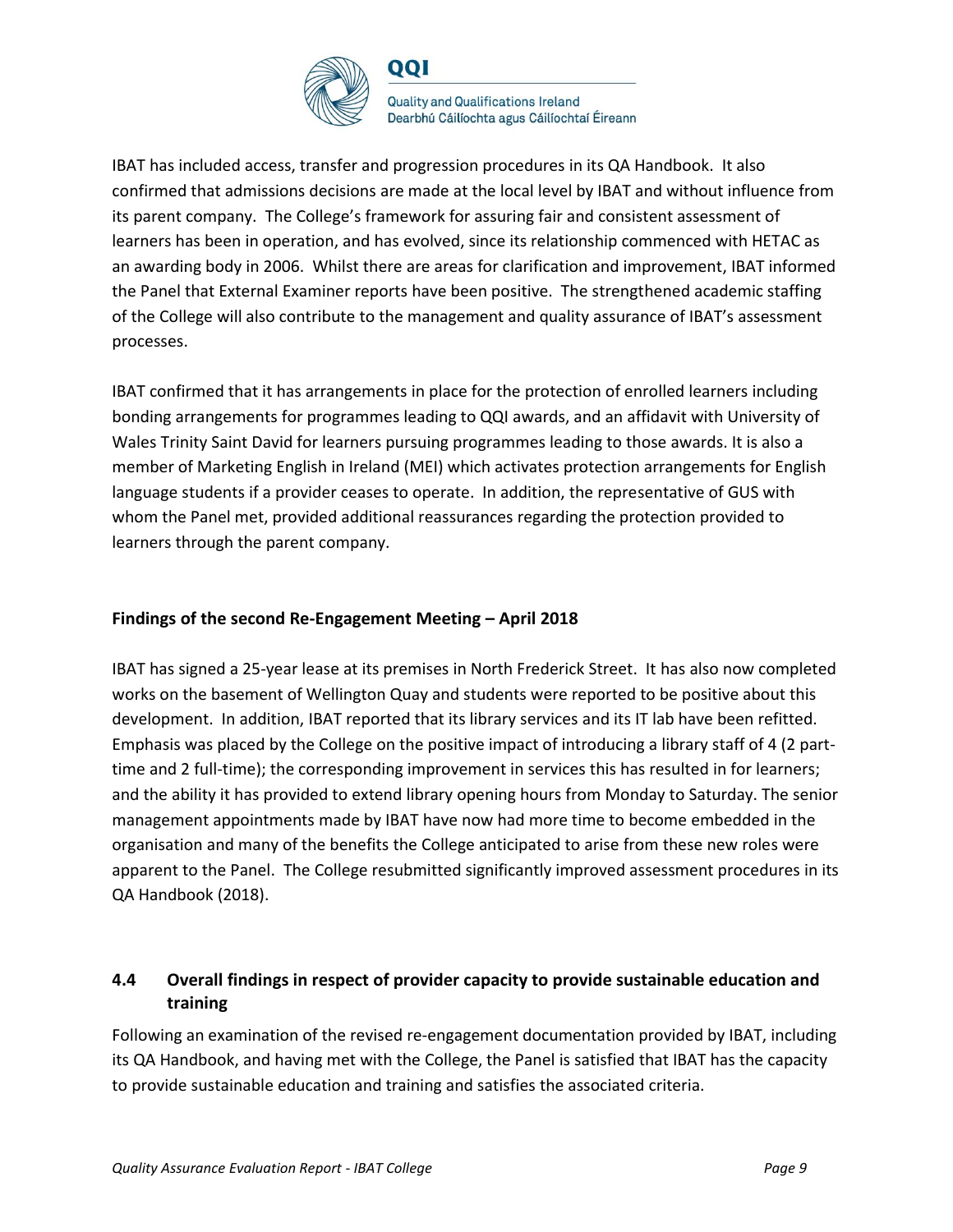IBAT has included access, transfer and progression procedures in its QA Handbook. It also confirmed that admissions decisions are made at the local level by IBAT and without influence from its parent company. The College's framework for assuring fair and consistent assessment of learners has been in operation, and has evolved, since its relationship commenced with HETAC as an awarding body in 2006. Whilst there are areas for clarification and improvement, IBAT informed the Panel that External Examiner reports have been positive. The strengthened academic staffing of the College will also contribute to the management and quality assurance of IBAT's assessment processes.

IBAT confirmed that it has arrangements in place for the protection of enrolled learners including bonding arrangements for programmes leading to QQI awards, and an affidavit with University of Wales Trinity Saint David for learners pursuing programmes leading to those awards. It is also a member of Marketing English in Ireland (MEI) which activates protection arrangements for English language students if a provider ceases to operate. In addition, the representative of GUS with whom the Panel met, provided additional reassurances regarding the protection provided to learners through the parent company.

**Findings of the second Re-Engagement Meeting – April 2018**

IBAT has signed a 25-year lease at its premises in North Frederick Street. It has also now completed works on the basement of Wellington Quay and students were reported to be positive about this development. In addition, IBAT reported that its library services and its IT lab have been refitted. Emphasis was placed by the College on the positive impact of introducing a library staff of 4 (2 part-time and 2 full-time); the corresponding improvement in services this has resulted in for learners; and the ability it has provided to extend library opening hours from Monday to Saturday. The senior management appointments made by IBAT have now had more time to become embedded in the organisation and many of the benefits the College anticipated to arise from these new roles were apparent to the Panel. The College resubmitted significantly improved assessment procedures in its QA Handbook (2018).

### 4.4 Overall findings in respect of provider capacity to provide sustainable education and training

Following an examination of the revised re-engagement documentation provided by IBAT, including its QA Handbook, and having met with the College, the Panel is satisfied that IBAT has the capacity to provide sustainable education and training and satisfies the associated criteria.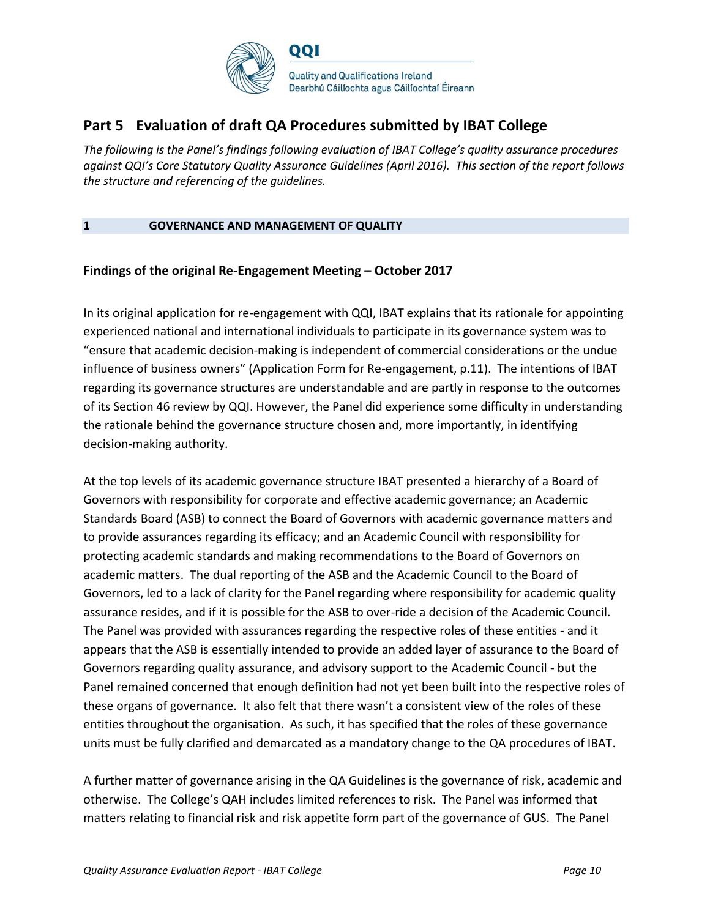## Part 5 Evaluation of draft QA Procedures submitted by IBAT College

*The following is the Panel's findings following evaluation of IBAT College's quality assurance procedures against QQI's Core Statutory Quality Assurance Guidelines (April 2016). This section of the report follows the structure and referencing of the guidelines.*

### 1 GOVERNANCE AND MANAGEMENT OF QUALITY

**Findings of the original Re-Engagement Meeting – October 2017**

In its original application for re-engagement with QQI, IBAT explains that its rationale for appointing experienced national and international individuals to participate in its governance system was to "ensure that academic decision-making is independent of commercial considerations or the undue influence of business owners" (Application Form for Re-engagement, p.11). The intentions of IBAT regarding its governance structures are understandable and are partly in response to the outcomes of its Section 46 review by QQI. However, the Panel did experience some difficulty in understanding the rationale behind the governance structure chosen and, more importantly, in identifying decision-making authority.

At the top levels of its academic governance structure IBAT presented a hierarchy of a Board of Governors with responsibility for corporate and effective academic governance; an Academic Standards Board (ASB) to connect the Board of Governors with academic governance matters and to provide assurances regarding its efficacy; and an Academic Council with responsibility for protecting academic standards and making recommendations to the Board of Governors on academic matters. The dual reporting of the ASB and the Academic Council to the Board of Governors, led to a lack of clarity for the Panel regarding where responsibility for academic quality assurance resides, and if it is possible for the ASB to over-ride a decision of the Academic Council. The Panel was provided with assurances regarding the respective roles of these entities - and it appears that the ASB is essentially intended to provide an added layer of assurance to the Board of Governors regarding quality assurance, and advisory support to the Academic Council - but the Panel remained concerned that enough definition had not yet been built into the respective roles of these organs of governance. It also felt that there wasn't a consistent view of the roles of these entities throughout the organisation. As such, it has specified that the roles of these governance units must be fully clarified and demarcated as a mandatory change to the QA procedures of IBAT.

A further matter of governance arising in the QA Guidelines is the governance of risk, academic and otherwise. The College's QAH includes limited references to risk. The Panel was informed that matters relating to financial risk and risk appetite form part of the governance of GUS. The Panel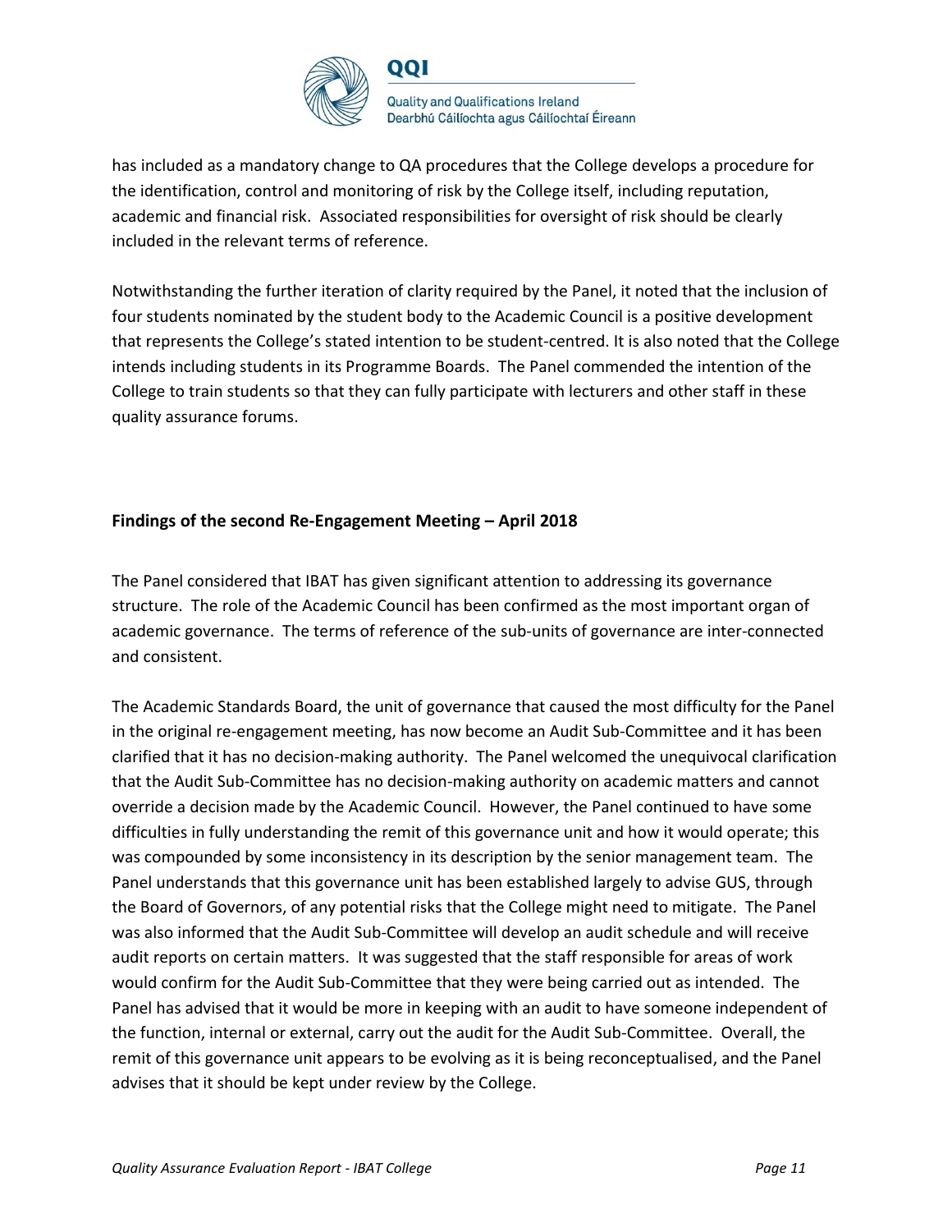has included as a mandatory change to QA procedures that the College develops a procedure for the identification, control and monitoring of risk by the College itself, including reputation, academic and financial risk. Associated responsibilities for oversight of risk should be clearly included in the relevant terms of reference.

Notwithstanding the further iteration of clarity required by the Panel, it noted that the inclusion of four students nominated by the student body to the Academic Council is a positive development that represents the College's stated intention to be student-centred. It is also noted that the College intends including students in its Programme Boards. The Panel commended the intention of the College to train students so that they can fully participate with lecturers and other staff in these quality assurance forums.

**Findings of the second Re-Engagement Meeting – April 2018**

The Panel considered that IBAT has given significant attention to addressing its governance structure. The role of the Academic Council has been confirmed as the most important organ of academic governance. The terms of reference of the sub-units of governance are inter-connected and consistent.

The Academic Standards Board, the unit of governance that caused the most difficulty for the Panel in the original re-engagement meeting, has now become an Audit Sub-Committee and it has been clarified that it has no decision-making authority. The Panel welcomed the unequivocal clarification that the Audit Sub-Committee has no decision-making authority on academic matters and cannot override a decision made by the Academic Council. However, the Panel continued to have some difficulties in fully understanding the remit of this governance unit and how it would operate; this was compounded by some inconsistency in its description by the senior management team. The Panel understands that this governance unit has been established largely to advise GUS, through the Board of Governors, of any potential risks that the College might need to mitigate. The Panel was also informed that the Audit Sub-Committee will develop an audit schedule and will receive audit reports on certain matters. It was suggested that the staff responsible for areas of work would confirm for the Audit Sub-Committee that they were being carried out as intended. The Panel has advised that it would be more in keeping with an audit to have someone independent of the function, internal or external, carry out the audit for the Audit Sub-Committee. Overall, the remit of this governance unit appears to be evolving as it is being reconceptualised, and the Panel advises that it should be kept under review by the College.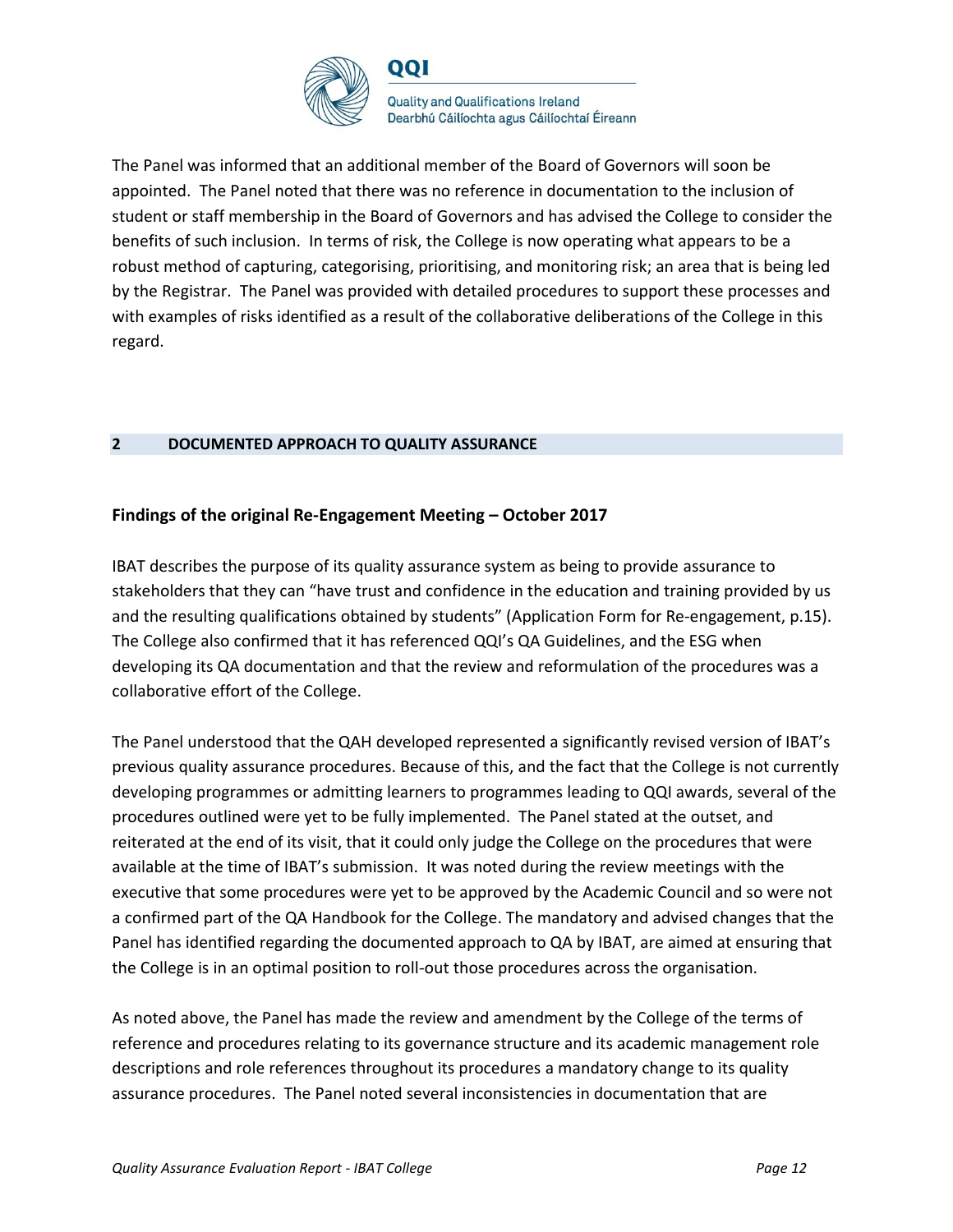The Panel was informed that an additional member of the Board of Governors will soon be appointed. The Panel noted that there was no reference in documentation to the inclusion of student or staff membership in the Board of Governors and has advised the College to consider the benefits of such inclusion. In terms of risk, the College is now operating what appears to be a robust method of capturing, categorising, prioritising, and monitoring risk; an area that is being led by the Registrar. The Panel was provided with detailed procedures to support these processes and with examples of risks identified as a result of the collaborative deliberations of the College in this regard.

## 2 DOCUMENTED APPROACH TO QUALITY ASSURANCE

### Findings of the original Re-Engagement Meeting – October 2017

IBAT describes the purpose of its quality assurance system as being to provide assurance to stakeholders that they can "have trust and confidence in the education and training provided by us and the resulting qualifications obtained by students" (Application Form for Re-engagement, p.15). The College also confirmed that it has referenced QQI's QA Guidelines, and the ESG when developing its QA documentation and that the review and reformulation of the procedures was a collaborative effort of the College.

The Panel understood that the QAH developed represented a significantly revised version of IBAT's previous quality assurance procedures. Because of this, and the fact that the College is not currently developing programmes or admitting learners to programmes leading to QQI awards, several of the procedures outlined were yet to be fully implemented. The Panel stated at the outset, and reiterated at the end of its visit, that it could only judge the College on the procedures that were available at the time of IBAT's submission. It was noted during the review meetings with the executive that some procedures were yet to be approved by the Academic Council and so were not a confirmed part of the QA Handbook for the College. The mandatory and advised changes that the Panel has identified regarding the documented approach to QA by IBAT, are aimed at ensuring that the College is in an optimal position to roll-out those procedures across the organisation.

As noted above, the Panel has made the review and amendment by the College of the terms of reference and procedures relating to its governance structure and its academic management role descriptions and role references throughout its procedures a mandatory change to its quality assurance procedures. The Panel noted several inconsistencies in documentation that are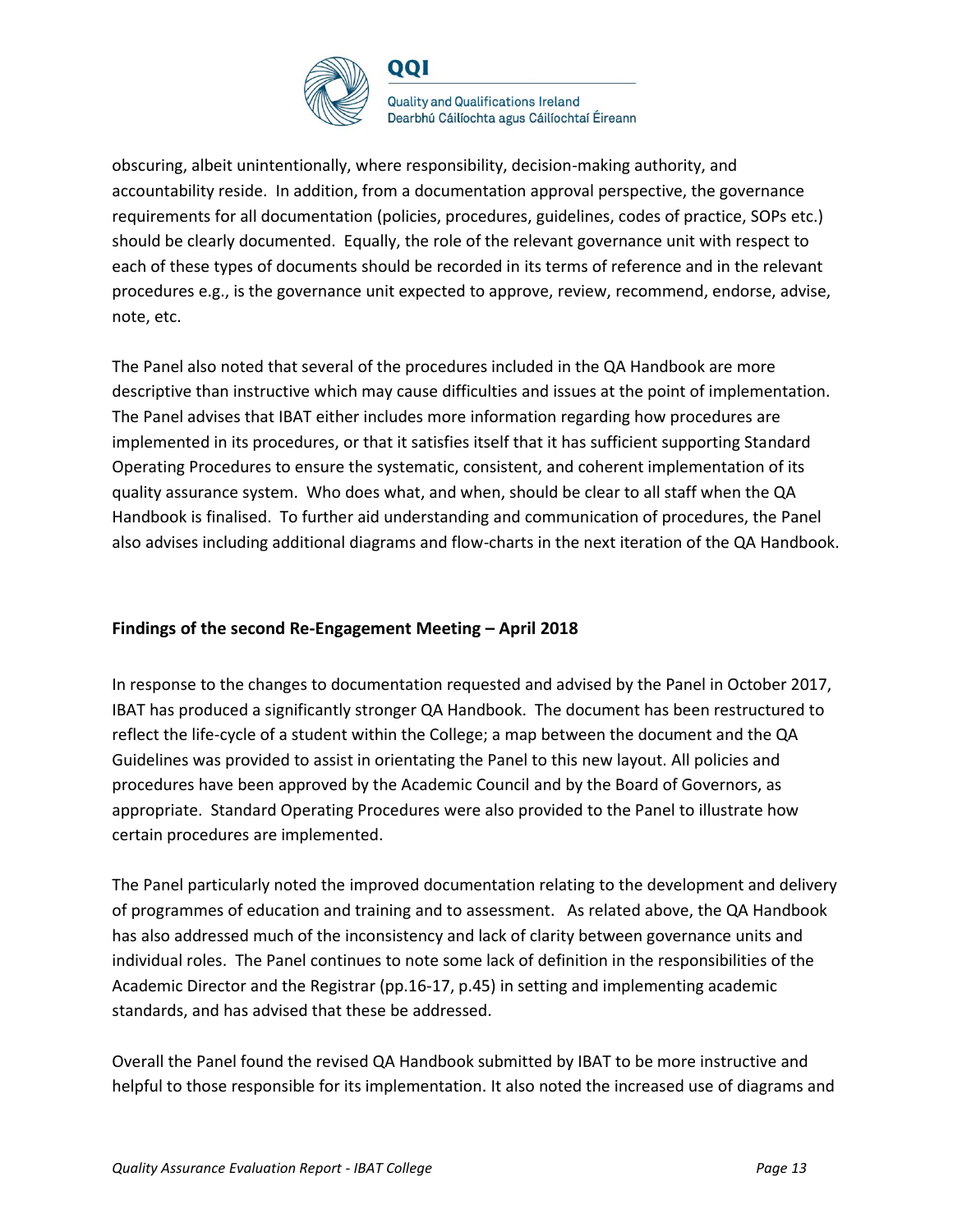obscuring, albeit unintentionally, where responsibility, decision-making authority, and accountability reside. In addition, from a documentation approval perspective, the governance requirements for all documentation (policies, procedures, guidelines, codes of practice, SOPs etc.) should be clearly documented. Equally, the role of the relevant governance unit with respect to each of these types of documents should be recorded in its terms of reference and in the relevant procedures e.g., is the governance unit expected to approve, review, recommend, endorse, advise, note, etc.

The Panel also noted that several of the procedures included in the QA Handbook are more descriptive than instructive which may cause difficulties and issues at the point of implementation. The Panel advises that IBAT either includes more information regarding how procedures are implemented in its procedures, or that it satisfies itself that it has sufficient supporting Standard Operating Procedures to ensure the systematic, consistent, and coherent implementation of its quality assurance system. Who does what, and when, should be clear to all staff when the QA Handbook is finalised. To further aid understanding and communication of procedures, the Panel also advises including additional diagrams and flow-charts in the next iteration of the QA Handbook.

**Findings of the second Re-Engagement Meeting – April 2018**

In response to the changes to documentation requested and advised by the Panel in October 2017, IBAT has produced a significantly stronger QA Handbook. The document has been restructured to reflect the life-cycle of a student within the College; a map between the document and the QA Guidelines was provided to assist in orientating the Panel to this new layout. All policies and procedures have been approved by the Academic Council and by the Board of Governors, as appropriate. Standard Operating Procedures were also provided to the Panel to illustrate how certain procedures are implemented.

The Panel particularly noted the improved documentation relating to the development and delivery of programmes of education and training and to assessment. As related above, the QA Handbook has also addressed much of the inconsistency and lack of clarity between governance units and individual roles. The Panel continues to note some lack of definition in the responsibilities of the Academic Director and the Registrar (pp.16-17, p.45) in setting and implementing academic standards, and has advised that these be addressed.

Overall the Panel found the revised QA Handbook submitted by IBAT to be more instructive and helpful to those responsible for its implementation. It also noted the increased use of diagrams and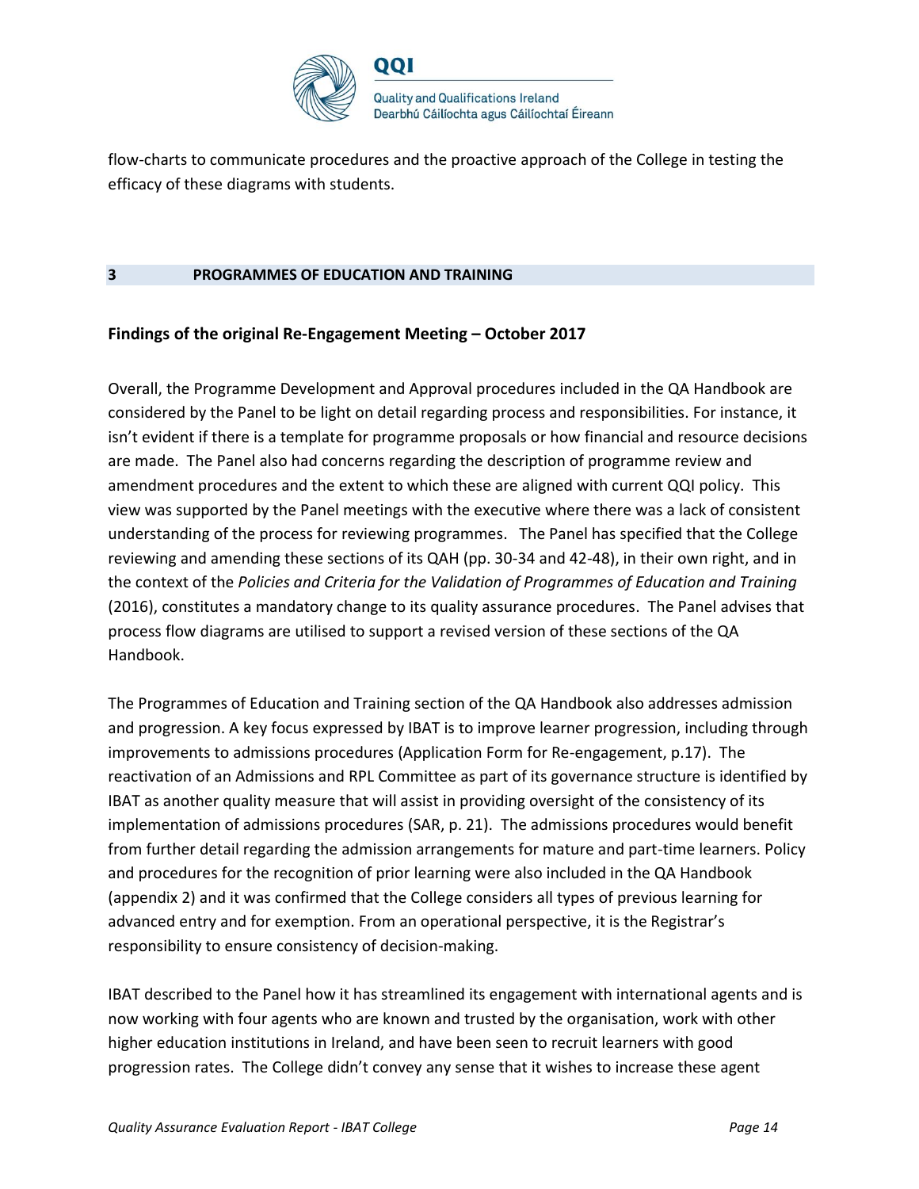flow-charts to communicate procedures and the proactive approach of the College in testing the efficacy of these diagrams with students.

## 3 PROGRAMMES OF EDUCATION AND TRAINING

### Findings of the original Re-Engagement Meeting – October 2017

Overall, the Programme Development and Approval procedures included in the QA Handbook are considered by the Panel to be light on detail regarding process and responsibilities. For instance, it isn't evident if there is a template for programme proposals or how financial and resource decisions are made. The Panel also had concerns regarding the description of programme review and amendment procedures and the extent to which these are aligned with current QQI policy. This view was supported by the Panel meetings with the executive where there was a lack of consistent understanding of the process for reviewing programmes. The Panel has specified that the College reviewing and amending these sections of its QAH (pp. 30-34 and 42-48), in their own right, and in the context of the *Policies and Criteria for the Validation of Programmes of Education and Training* (2016), constitutes a mandatory change to its quality assurance procedures. The Panel advises that process flow diagrams are utilised to support a revised version of these sections of the QA Handbook.

The Programmes of Education and Training section of the QA Handbook also addresses admission and progression. A key focus expressed by IBAT is to improve learner progression, including through improvements to admissions procedures (Application Form for Re-engagement, p.17). The reactivation of an Admissions and RPL Committee as part of its governance structure is identified by IBAT as another quality measure that will assist in providing oversight of the consistency of its implementation of admissions procedures (SAR, p. 21). The admissions procedures would benefit from further detail regarding the admission arrangements for mature and part-time learners. Policy and procedures for the recognition of prior learning were also included in the QA Handbook (appendix 2) and it was confirmed that the College considers all types of previous learning for advanced entry and for exemption. From an operational perspective, it is the Registrar's responsibility to ensure consistency of decision-making.

IBAT described to the Panel how it has streamlined its engagement with international agents and is now working with four agents who are known and trusted by the organisation, work with other higher education institutions in Ireland, and have been seen to recruit learners with good progression rates. The College didn't convey any sense that it wishes to increase these agent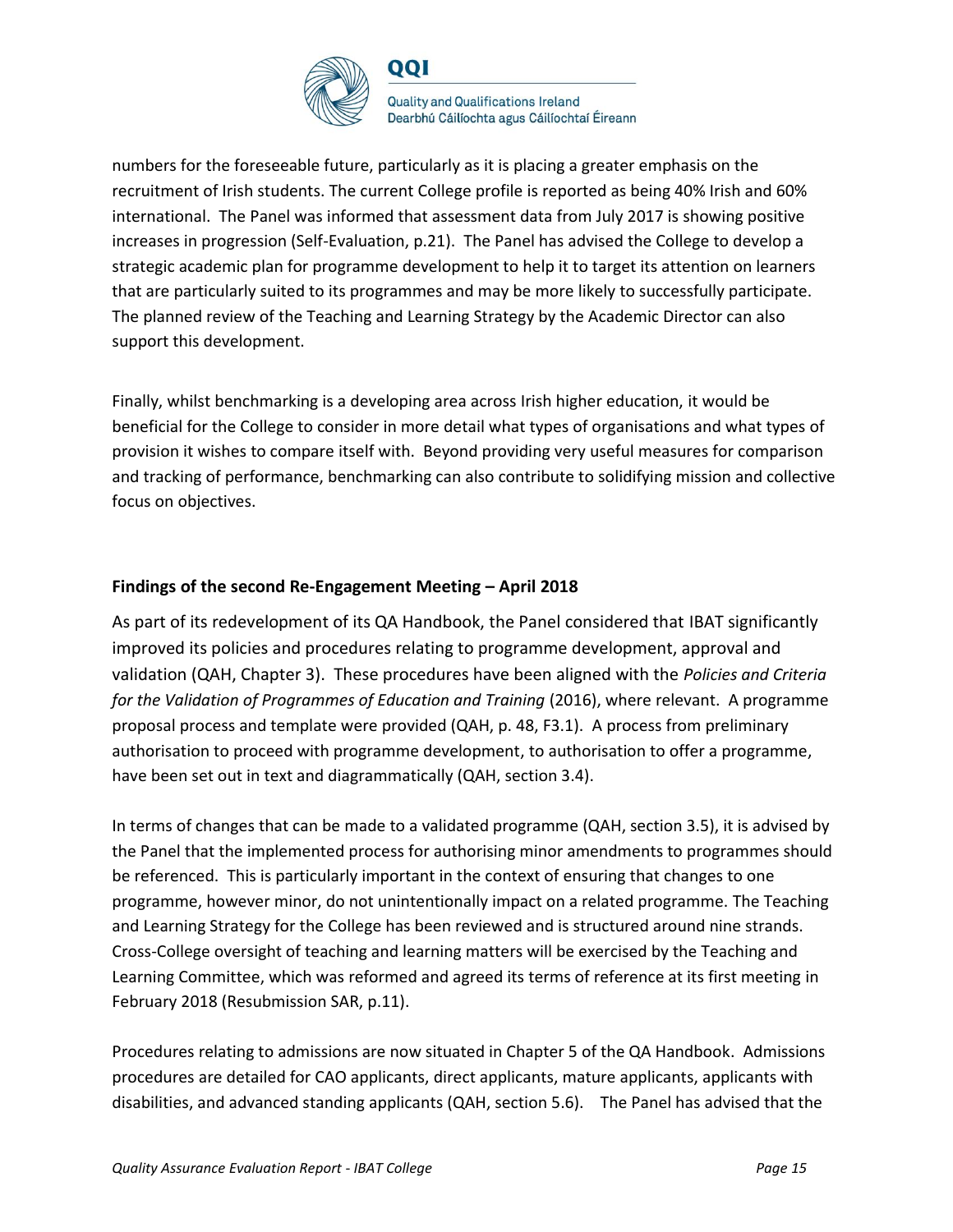numbers for the foreseeable future, particularly as it is placing a greater emphasis on the recruitment of Irish students. The current College profile is reported as being 40% Irish and 60% international. The Panel was informed that assessment data from July 2017 is showing positive increases in progression (Self-Evaluation, p.21). The Panel has advised the College to develop a strategic academic plan for programme development to help it to target its attention on learners that are particularly suited to its programmes and may be more likely to successfully participate. The planned review of the Teaching and Learning Strategy by the Academic Director can also support this development.

Finally, whilst benchmarking is a developing area across Irish higher education, it would be beneficial for the College to consider in more detail what types of organisations and what types of provision it wishes to compare itself with. Beyond providing very useful measures for comparison and tracking of performance, benchmarking can also contribute to solidifying mission and collective focus on objectives.

**Findings of the second Re-Engagement Meeting – April 2018**

As part of its redevelopment of its QA Handbook, the Panel considered that IBAT significantly improved its policies and procedures relating to programme development, approval and validation (QAH, Chapter 3). These procedures have been aligned with the *Policies and Criteria for the Validation of Programmes of Education and Training* (2016), where relevant. A programme proposal process and template were provided (QAH, p. 48, F3.1). A process from preliminary authorisation to proceed with programme development, to authorisation to offer a programme, have been set out in text and diagrammatically (QAH, section 3.4).

In terms of changes that can be made to a validated programme (QAH, section 3.5), it is advised by the Panel that the implemented process for authorising minor amendments to programmes should be referenced. This is particularly important in the context of ensuring that changes to one programme, however minor, do not unintentionally impact on a related programme. The Teaching and Learning Strategy for the College has been reviewed and is structured around nine strands. Cross-College oversight of teaching and learning matters will be exercised by the Teaching and Learning Committee, which was reformed and agreed its terms of reference at its first meeting in February 2018 (Resubmission SAR, p.11).

Procedures relating to admissions are now situated in Chapter 5 of the QA Handbook. Admissions procedures are detailed for CAO applicants, direct applicants, mature applicants, applicants with disabilities, and advanced standing applicants (QAH, section 5.6). The Panel has advised that the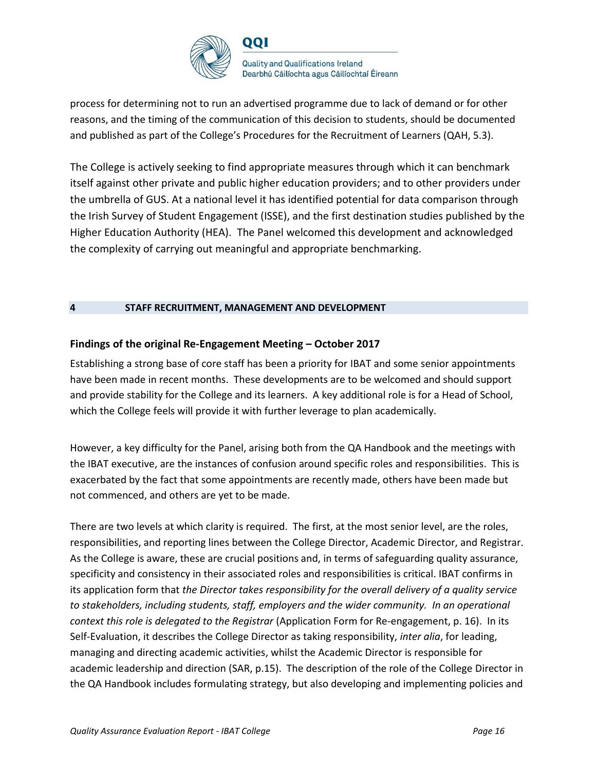process for determining not to run an advertised programme due to lack of demand or for other reasons, and the timing of the communication of this decision to students, should be documented and published as part of the College's Procedures for the Recruitment of Learners (QAH, 5.3).

The College is actively seeking to find appropriate measures through which it can benchmark itself against other private and public higher education providers; and to other providers under the umbrella of GUS. At a national level it has identified potential for data comparison through the Irish Survey of Student Engagement (ISSE), and the first destination studies published by the Higher Education Authority (HEA). The Panel welcomed this development and acknowledged the complexity of carrying out meaningful and appropriate benchmarking.

## 4 STAFF RECRUITMENT, MANAGEMENT AND DEVELOPMENT

### Findings of the original Re-Engagement Meeting – October 2017

Establishing a strong base of core staff has been a priority for IBAT and some senior appointments have been made in recent months. These developments are to be welcomed and should support and provide stability for the College and its learners. A key additional role is for a Head of School, which the College feels will provide it with further leverage to plan academically.

However, a key difficulty for the Panel, arising both from the QA Handbook and the meetings with the IBAT executive, are the instances of confusion around specific roles and responsibilities. This is exacerbated by the fact that some appointments are recently made, others have been made but not commenced, and others are yet to be made.

There are two levels at which clarity is required. The first, at the most senior level, are the roles, responsibilities, and reporting lines between the College Director, Academic Director, and Registrar. As the College is aware, these are crucial positions and, in terms of safeguarding quality assurance, specificity and consistency in their associated roles and responsibilities is critical. IBAT confirms in its application form that *the Director takes responsibility for the overall delivery of a quality service to stakeholders, including students, staff, employers and the wider community. In an operational context this role is delegated to the Registrar* (Application Form for Re-engagement, p. 16). In its Self-Evaluation, it describes the College Director as taking responsibility, *inter alia*, for leading, managing and directing academic activities, whilst the Academic Director is responsible for academic leadership and direction (SAR, p.15). The description of the role of the College Director in the QA Handbook includes formulating strategy, but also developing and implementing policies and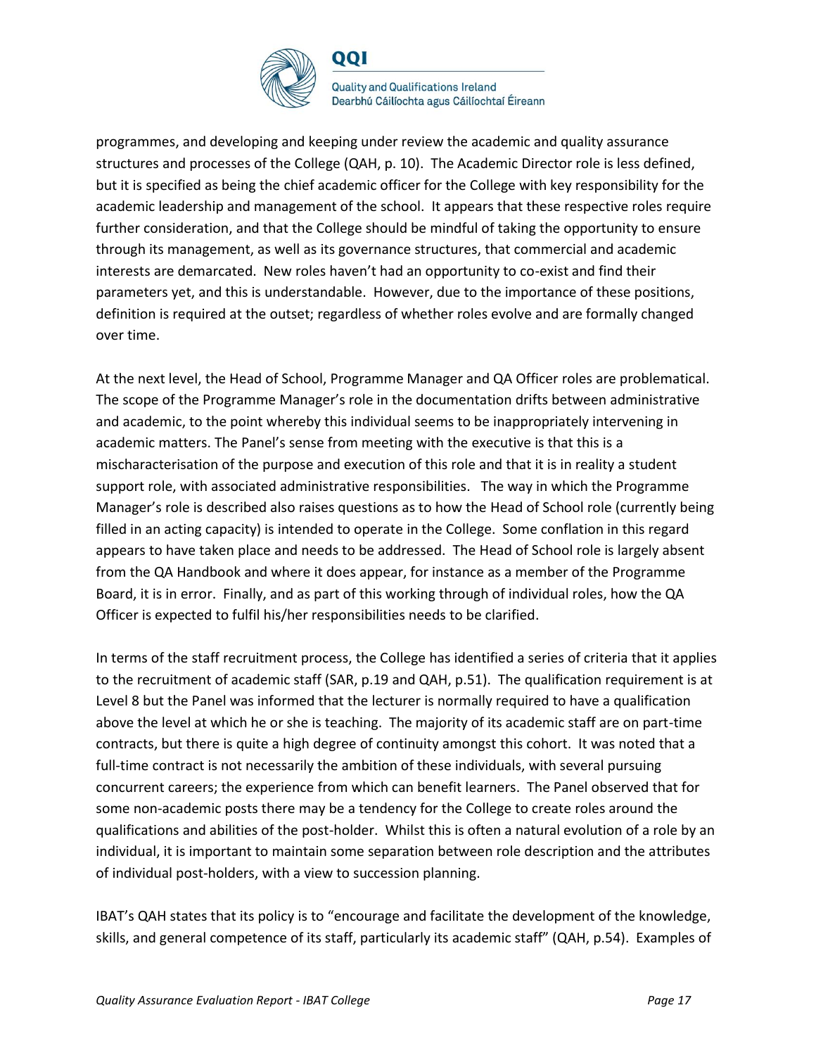programmes, and developing and keeping under review the academic and quality assurance structures and processes of the College (QAH, p. 10). The Academic Director role is less defined, but it is specified as being the chief academic officer for the College with key responsibility for the academic leadership and management of the school. It appears that these respective roles require further consideration, and that the College should be mindful of taking the opportunity to ensure through its management, as well as its governance structures, that commercial and academic interests are demarcated. New roles haven't had an opportunity to co-exist and find their parameters yet, and this is understandable. However, due to the importance of these positions, definition is required at the outset; regardless of whether roles evolve and are formally changed over time.

At the next level, the Head of School, Programme Manager and QA Officer roles are problematical. The scope of the Programme Manager's role in the documentation drifts between administrative and academic, to the point whereby this individual seems to be inappropriately intervening in academic matters. The Panel's sense from meeting with the executive is that this is a mischaracterisation of the purpose and execution of this role and that it is in reality a student support role, with associated administrative responsibilities. The way in which the Programme Manager's role is described also raises questions as to how the Head of School role (currently being filled in an acting capacity) is intended to operate in the College. Some conflation in this regard appears to have taken place and needs to be addressed. The Head of School role is largely absent from the QA Handbook and where it does appear, for instance as a member of the Programme Board, it is in error. Finally, and as part of this working through of individual roles, how the QA Officer is expected to fulfil his/her responsibilities needs to be clarified.

In terms of the staff recruitment process, the College has identified a series of criteria that it applies to the recruitment of academic staff (SAR, p.19 and QAH, p.51). The qualification requirement is at Level 8 but the Panel was informed that the lecturer is normally required to have a qualification above the level at which he or she is teaching. The majority of its academic staff are on part-time contracts, but there is quite a high degree of continuity amongst this cohort. It was noted that a full-time contract is not necessarily the ambition of these individuals, with several pursuing concurrent careers; the experience from which can benefit learners. The Panel observed that for some non-academic posts there may be a tendency for the College to create roles around the qualifications and abilities of the post-holder. Whilst this is often a natural evolution of a role by an individual, it is important to maintain some separation between role description and the attributes of individual post-holders, with a view to succession planning.

IBAT's QAH states that its policy is to "encourage and facilitate the development of the knowledge, skills, and general competence of its staff, particularly its academic staff" (QAH, p.54). Examples of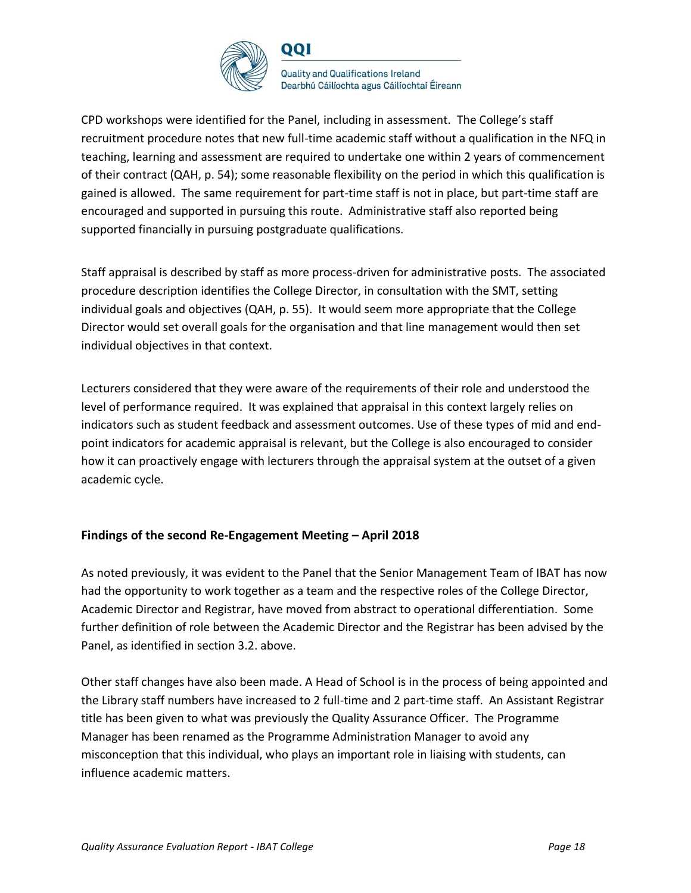CPD workshops were identified for the Panel, including in assessment. The College's staff recruitment procedure notes that new full-time academic staff without a qualification in the NFQ in teaching, learning and assessment are required to undertake one within 2 years of commencement of their contract (QAH, p. 54); some reasonable flexibility on the period in which this qualification is gained is allowed. The same requirement for part-time staff is not in place, but part-time staff are encouraged and supported in pursuing this route. Administrative staff also reported being supported financially in pursuing postgraduate qualifications.

Staff appraisal is described by staff as more process-driven for administrative posts. The associated procedure description identifies the College Director, in consultation with the SMT, setting individual goals and objectives (QAH, p. 55). It would seem more appropriate that the College Director would set overall goals for the organisation and that line management would then set individual objectives in that context.

Lecturers considered that they were aware of the requirements of their role and understood the level of performance required. It was explained that appraisal in this context largely relies on indicators such as student feedback and assessment outcomes. Use of these types of mid and end-point indicators for academic appraisal is relevant, but the College is also encouraged to consider how it can proactively engage with lecturers through the appraisal system at the outset of a given academic cycle.

**Findings of the second Re-Engagement Meeting – April 2018**

As noted previously, it was evident to the Panel that the Senior Management Team of IBAT has now had the opportunity to work together as a team and the respective roles of the College Director, Academic Director and Registrar, have moved from abstract to operational differentiation. Some further definition of role between the Academic Director and the Registrar has been advised by the Panel, as identified in section 3.2. above.

Other staff changes have also been made. A Head of School is in the process of being appointed and the Library staff numbers have increased to 2 full-time and 2 part-time staff. An Assistant Registrar title has been given to what was previously the Quality Assurance Officer. The Programme Manager has been renamed as the Programme Administration Manager to avoid any misconception that this individual, who plays an important role in liaising with students, can influence academic matters.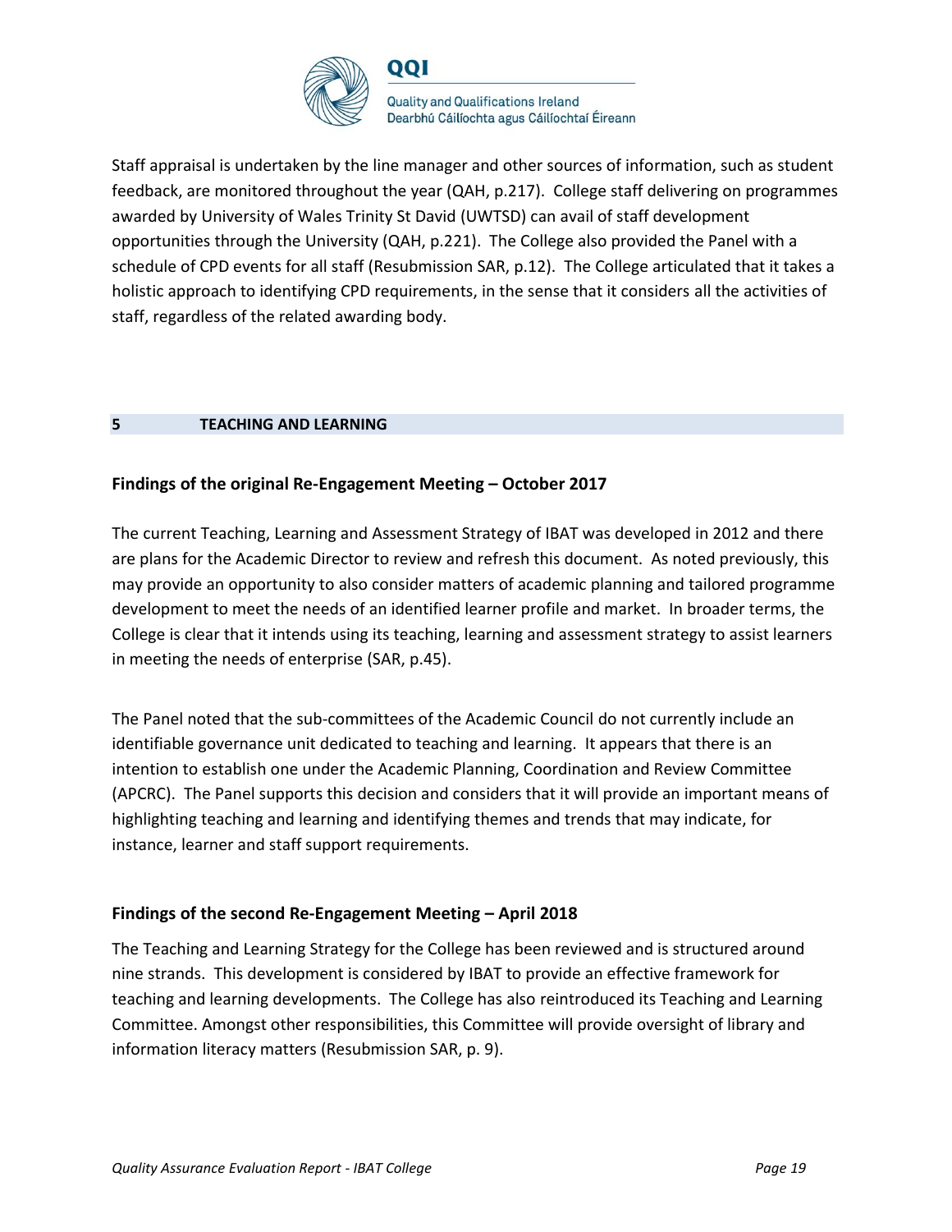Staff appraisal is undertaken by the line manager and other sources of information, such as student feedback, are monitored throughout the year (QAH, p.217). College staff delivering on programmes awarded by University of Wales Trinity St David (UWTSD) can avail of staff development opportunities through the University (QAH, p.221). The College also provided the Panel with a schedule of CPD events for all staff (Resubmission SAR, p.12). The College articulated that it takes a holistic approach to identifying CPD requirements, in the sense that it considers all the activities of staff, regardless of the related awarding body.

## 5 TEACHING AND LEARNING

### Findings of the original Re-Engagement Meeting – October 2017

The current Teaching, Learning and Assessment Strategy of IBAT was developed in 2012 and there are plans for the Academic Director to review and refresh this document. As noted previously, this may provide an opportunity to also consider matters of academic planning and tailored programme development to meet the needs of an identified learner profile and market. In broader terms, the College is clear that it intends using its teaching, learning and assessment strategy to assist learners in meeting the needs of enterprise (SAR, p.45).

The Panel noted that the sub-committees of the Academic Council do not currently include an identifiable governance unit dedicated to teaching and learning. It appears that there is an intention to establish one under the Academic Planning, Coordination and Review Committee (APCRC). The Panel supports this decision and considers that it will provide an important means of highlighting teaching and learning and identifying themes and trends that may indicate, for instance, learner and staff support requirements.

### Findings of the second Re-Engagement Meeting – April 2018

The Teaching and Learning Strategy for the College has been reviewed and is structured around nine strands. This development is considered by IBAT to provide an effective framework for teaching and learning developments. The College has also reintroduced its Teaching and Learning Committee. Amongst other responsibilities, this Committee will provide oversight of library and information literacy matters (Resubmission SAR, p. 9).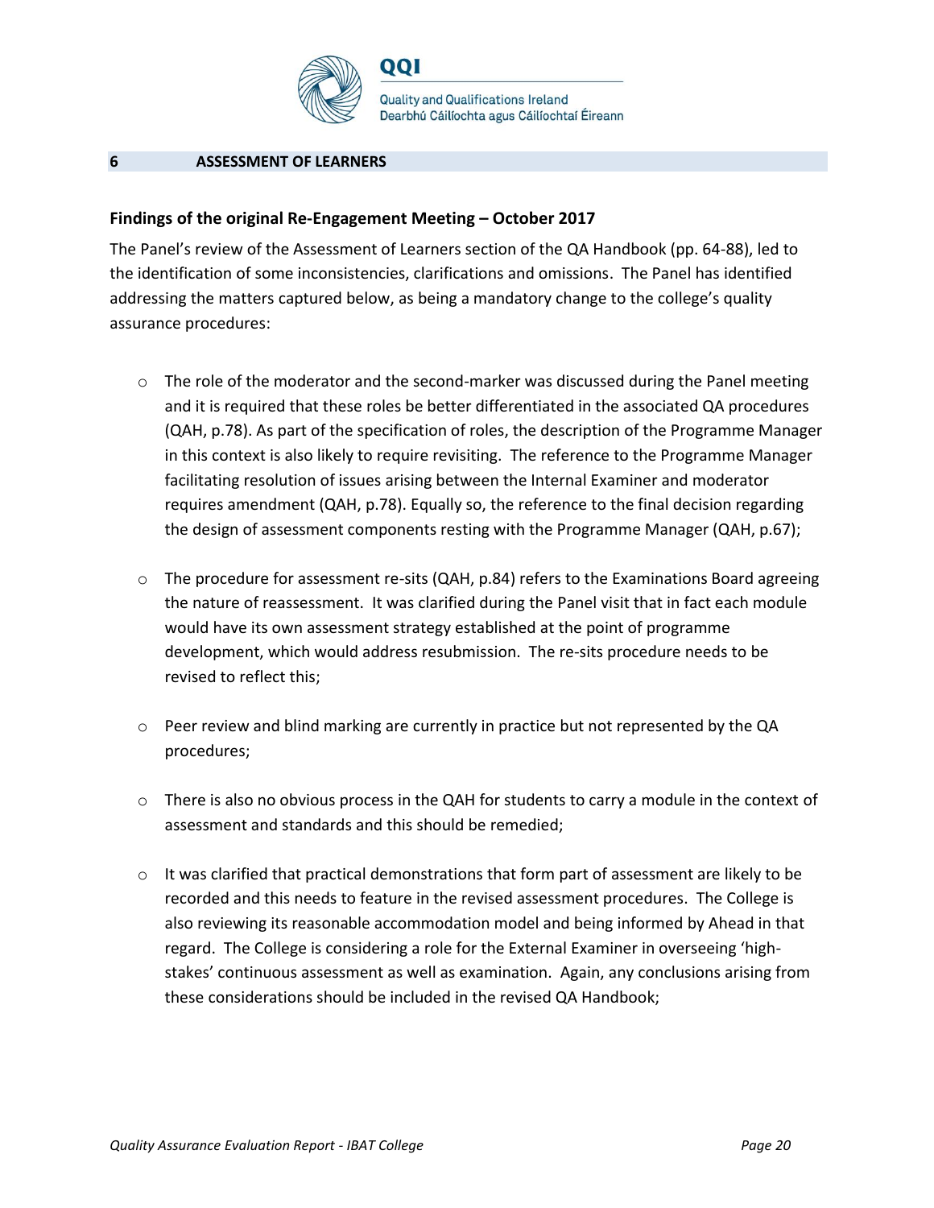## 6 ASSESSMENT OF LEARNERS

### Findings of the original Re-Engagement Meeting – October 2017

The Panel's review of the Assessment of Learners section of the QA Handbook (pp. 64-88), led to the identification of some inconsistencies, clarifications and omissions. The Panel has identified addressing the matters captured below, as being a mandatory change to the college's quality assurance procedures:

- The role of the moderator and the second-marker was discussed during the Panel meeting and it is required that these roles be better differentiated in the associated QA procedures (QAH, p.78). As part of the specification of roles, the description of the Programme Manager in this context is also likely to require revisiting. The reference to the Programme Manager facilitating resolution of issues arising between the Internal Examiner and moderator requires amendment (QAH, p.78). Equally so, the reference to the final decision regarding the design of assessment components resting with the Programme Manager (QAH, p.67);

- The procedure for assessment re-sits (QAH, p.84) refers to the Examinations Board agreeing the nature of reassessment. It was clarified during the Panel visit that in fact each module would have its own assessment strategy established at the point of programme development, which would address resubmission. The re-sits procedure needs to be revised to reflect this;

- Peer review and blind marking are currently in practice but not represented by the QA procedures;

- There is also no obvious process in the QAH for students to carry a module in the context of assessment and standards and this should be remedied;

- It was clarified that practical demonstrations that form part of assessment are likely to be recorded and this needs to feature in the revised assessment procedures. The College is also reviewing its reasonable accommodation model and being informed by Ahead in that regard. The College is considering a role for the External Examiner in overseeing 'high-stakes' continuous assessment as well as examination. Again, any conclusions arising from these considerations should be included in the revised QA Handbook;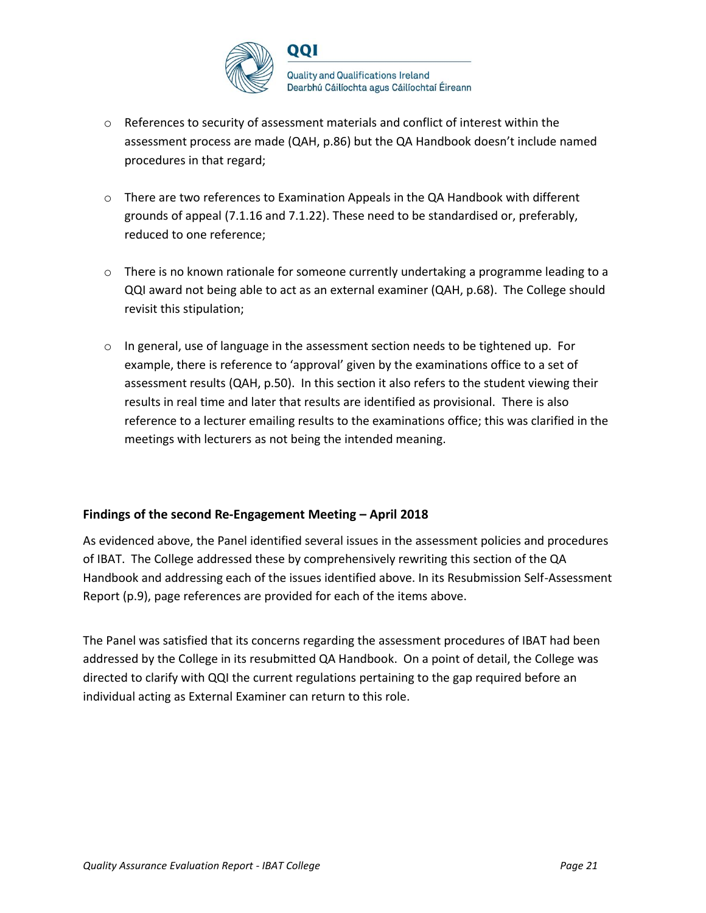- References to security of assessment materials and conflict of interest within the assessment process are made (QAH, p.86) but the QA Handbook doesn't include named procedures in that regard;

- There are two references to Examination Appeals in the QA Handbook with different grounds of appeal (7.1.16 and 7.1.22). These need to be standardised or, preferably, reduced to one reference;

- There is no known rationale for someone currently undertaking a programme leading to a QQI award not being able to act as an external examiner (QAH, p.68). The College should revisit this stipulation;

- In general, use of language in the assessment section needs to be tightened up. For example, there is reference to 'approval' given by the examinations office to a set of assessment results (QAH, p.50). In this section it also refers to the student viewing their results in real time and later that results are identified as provisional. There is also reference to a lecturer emailing results to the examinations office; this was clarified in the meetings with lecturers as not being the intended meaning.

### Findings of the second Re-Engagement Meeting – April 2018

As evidenced above, the Panel identified several issues in the assessment policies and procedures of IBAT. The College addressed these by comprehensively rewriting this section of the QA Handbook and addressing each of the issues identified above. In its Resubmission Self-Assessment Report (p.9), page references are provided for each of the items above.

The Panel was satisfied that its concerns regarding the assessment procedures of IBAT had been addressed by the College in its resubmitted QA Handbook. On a point of detail, the College was directed to clarify with QQI the current regulations pertaining to the gap required before an individual acting as External Examiner can return to this role.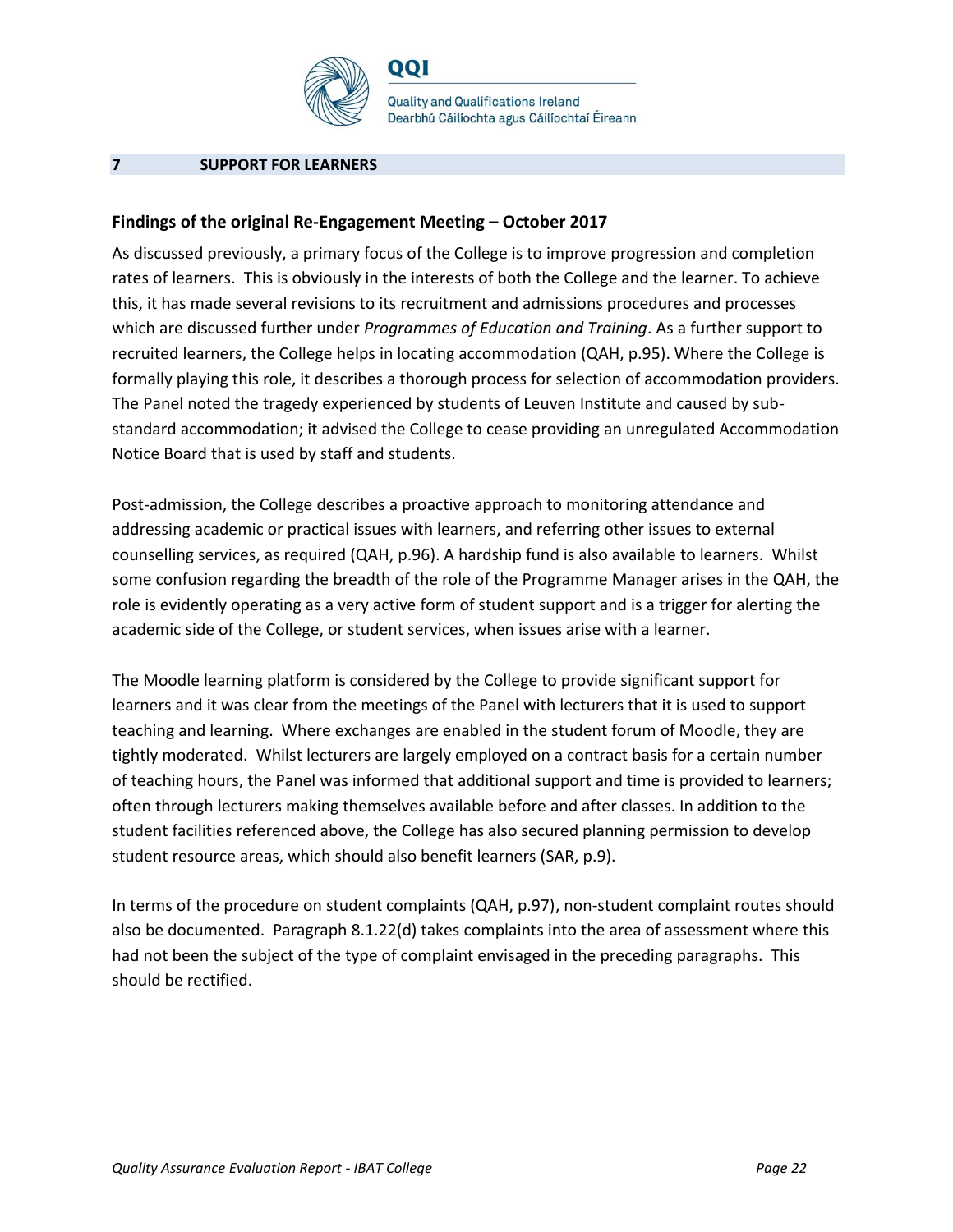## 7 SUPPORT FOR LEARNERS

### Findings of the original Re-Engagement Meeting – October 2017

As discussed previously, a primary focus of the College is to improve progression and completion rates of learners. This is obviously in the interests of both the College and the learner. To achieve this, it has made several revisions to its recruitment and admissions procedures and processes which are discussed further under *Programmes of Education and Training*. As a further support to recruited learners, the College helps in locating accommodation (QAH, p.95). Where the College is formally playing this role, it describes a thorough process for selection of accommodation providers. The Panel noted the tragedy experienced by students of Leuven Institute and caused by sub-standard accommodation; it advised the College to cease providing an unregulated Accommodation Notice Board that is used by staff and students.

Post-admission, the College describes a proactive approach to monitoring attendance and addressing academic or practical issues with learners, and referring other issues to external counselling services, as required (QAH, p.96). A hardship fund is also available to learners. Whilst some confusion regarding the breadth of the role of the Programme Manager arises in the QAH, the role is evidently operating as a very active form of student support and is a trigger for alerting the academic side of the College, or student services, when issues arise with a learner.

The Moodle learning platform is considered by the College to provide significant support for learners and it was clear from the meetings of the Panel with lecturers that it is used to support teaching and learning. Where exchanges are enabled in the student forum of Moodle, they are tightly moderated. Whilst lecturers are largely employed on a contract basis for a certain number of teaching hours, the Panel was informed that additional support and time is provided to learners; often through lecturers making themselves available before and after classes. In addition to the student facilities referenced above, the College has also secured planning permission to develop student resource areas, which should also benefit learners (SAR, p.9).

In terms of the procedure on student complaints (QAH, p.97), non-student complaint routes should also be documented. Paragraph 8.1.22(d) takes complaints into the area of assessment where this had not been the subject of the type of complaint envisaged in the preceding paragraphs. This should be rectified.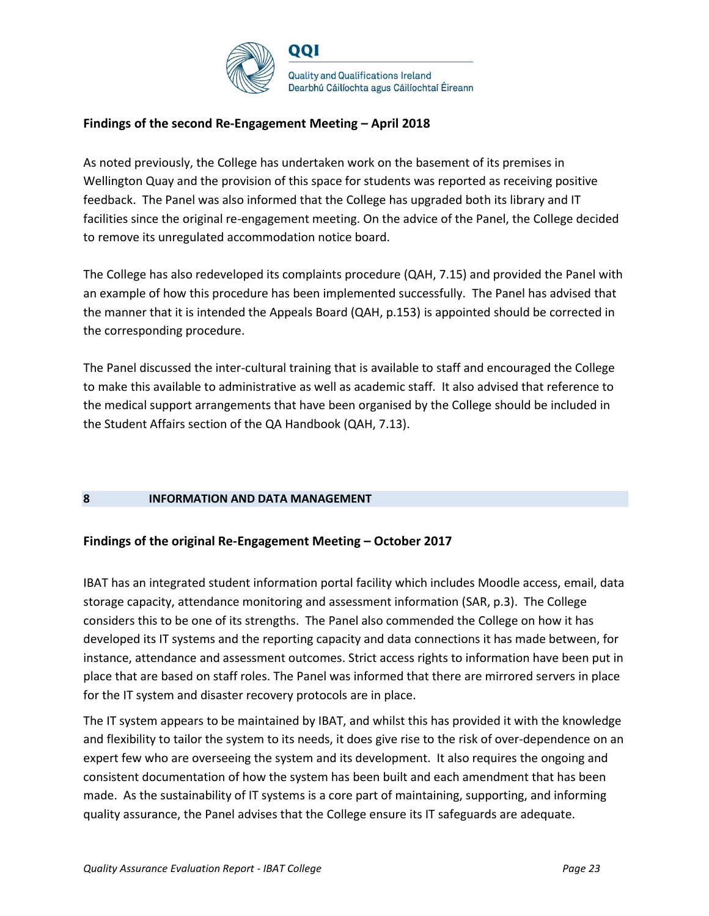### Findings of the second Re-Engagement Meeting – April 2018

As noted previously, the College has undertaken work on the basement of its premises in Wellington Quay and the provision of this space for students was reported as receiving positive feedback. The Panel was also informed that the College has upgraded both its library and IT facilities since the original re-engagement meeting. On the advice of the Panel, the College decided to remove its unregulated accommodation notice board.

The College has also redeveloped its complaints procedure (QAH, 7.15) and provided the Panel with an example of how this procedure has been implemented successfully. The Panel has advised that the manner that it is intended the Appeals Board (QAH, p.153) is appointed should be corrected in the corresponding procedure.

The Panel discussed the inter-cultural training that is available to staff and encouraged the College to make this available to administrative as well as academic staff. It also advised that reference to the medical support arrangements that have been organised by the College should be included in the Student Affairs section of the QA Handbook (QAH, 7.13).

## 8 INFORMATION AND DATA MANAGEMENT

### Findings of the original Re-Engagement Meeting – October 2017

IBAT has an integrated student information portal facility which includes Moodle access, email, data storage capacity, attendance monitoring and assessment information (SAR, p.3). The College considers this to be one of its strengths. The Panel also commended the College on how it has developed its IT systems and the reporting capacity and data connections it has made between, for instance, attendance and assessment outcomes. Strict access rights to information have been put in place that are based on staff roles. The Panel was informed that there are mirrored servers in place for the IT system and disaster recovery protocols are in place.

The IT system appears to be maintained by IBAT, and whilst this has provided it with the knowledge and flexibility to tailor the system to its needs, it does give rise to the risk of over-dependence on an expert few who are overseeing the system and its development. It also requires the ongoing and consistent documentation of how the system has been built and each amendment that has been made. As the sustainability of IT systems is a core part of maintaining, supporting, and informing quality assurance, the Panel advises that the College ensure its IT safeguards are adequate.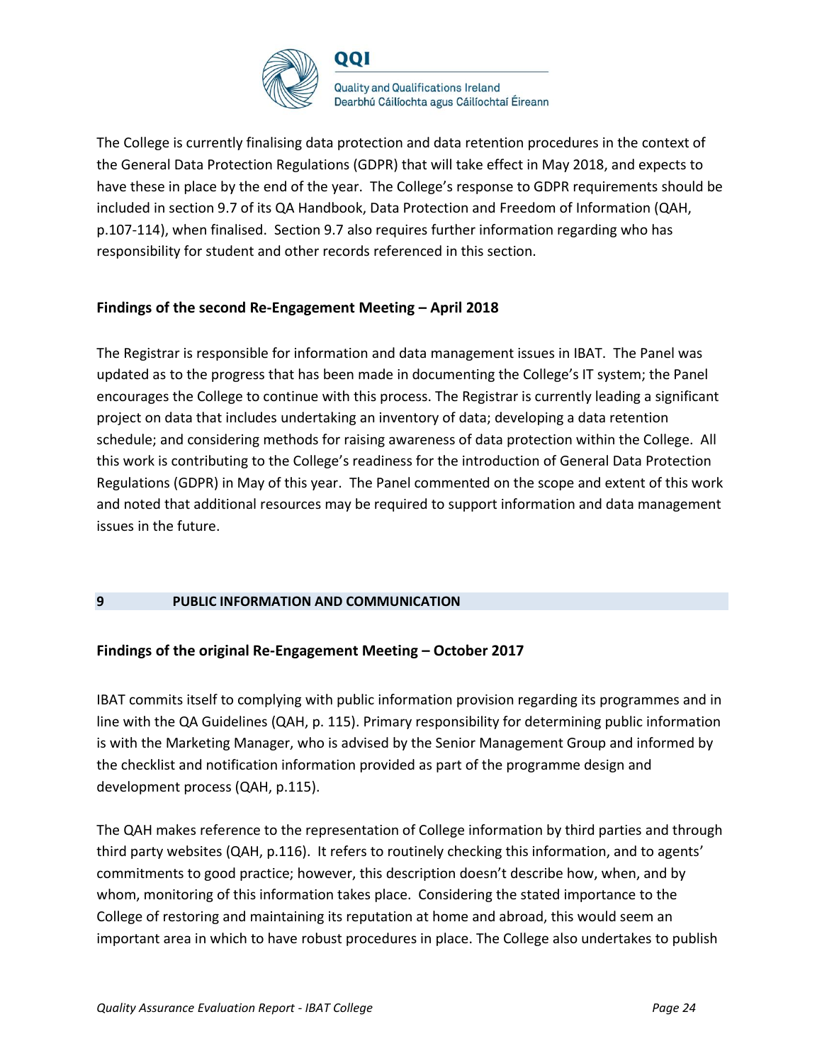The College is currently finalising data protection and data retention procedures in the context of the General Data Protection Regulations (GDPR) that will take effect in May 2018, and expects to have these in place by the end of the year. The College's response to GDPR requirements should be included in section 9.7 of its QA Handbook, Data Protection and Freedom of Information (QAH, p.107-114), when finalised. Section 9.7 also requires further information regarding who has responsibility for student and other records referenced in this section.

**Findings of the second Re-Engagement Meeting – April 2018**

The Registrar is responsible for information and data management issues in IBAT. The Panel was updated as to the progress that has been made in documenting the College's IT system; the Panel encourages the College to continue with this process. The Registrar is currently leading a significant project on data that includes undertaking an inventory of data; developing a data retention schedule; and considering methods for raising awareness of data protection within the College. All this work is contributing to the College's readiness for the introduction of General Data Protection Regulations (GDPR) in May of this year. The Panel commented on the scope and extent of this work and noted that additional resources may be required to support information and data management issues in the future.

## 9 PUBLIC INFORMATION AND COMMUNICATION

**Findings of the original Re-Engagement Meeting – October 2017**

IBAT commits itself to complying with public information provision regarding its programmes and in line with the QA Guidelines (QAH, p. 115). Primary responsibility for determining public information is with the Marketing Manager, who is advised by the Senior Management Group and informed by the checklist and notification information provided as part of the programme design and development process (QAH, p.115).

The QAH makes reference to the representation of College information by third parties and through third party websites (QAH, p.116). It refers to routinely checking this information, and to agents' commitments to good practice; however, this description doesn't describe how, when, and by whom, monitoring of this information takes place. Considering the stated importance to the College of restoring and maintaining its reputation at home and abroad, this would seem an important area in which to have robust procedures in place. The College also undertakes to publish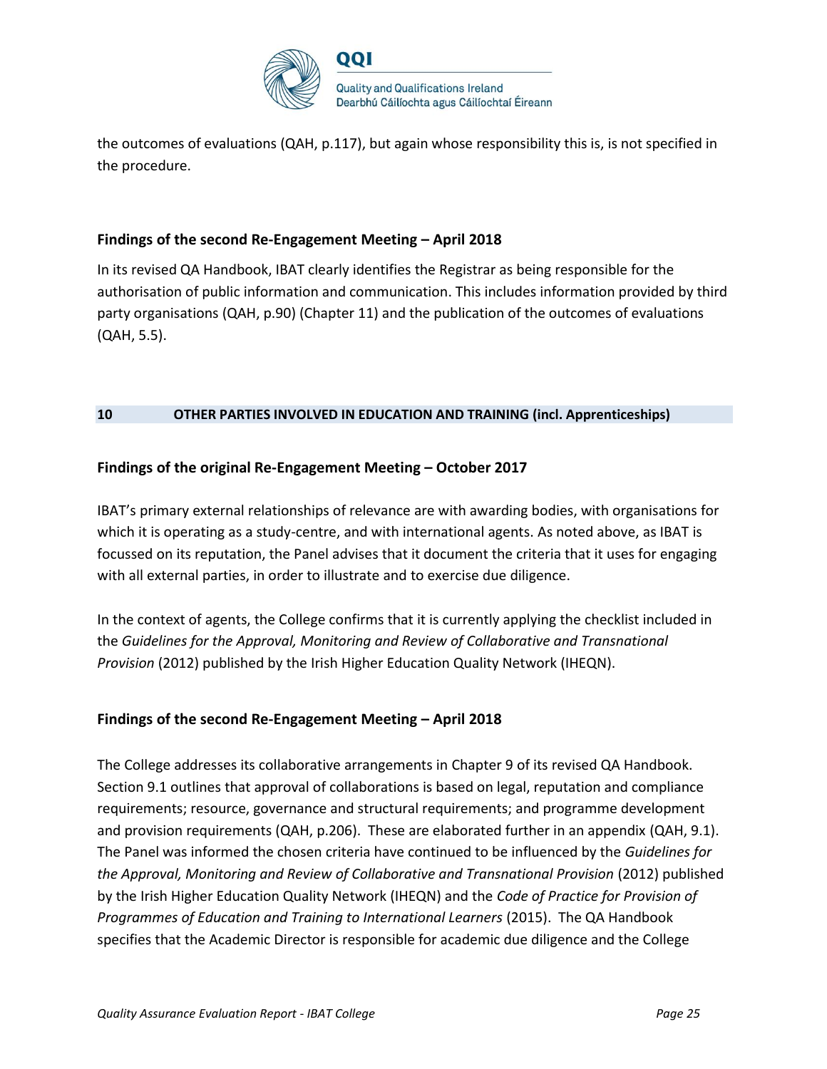the outcomes of evaluations (QAH, p.117), but again whose responsibility this is, is not specified in the procedure.

### Findings of the second Re-Engagement Meeting – April 2018

In its revised QA Handbook, IBAT clearly identifies the Registrar as being responsible for the authorisation of public information and communication. This includes information provided by third party organisations (QAH, p.90) (Chapter 11) and the publication of the outcomes of evaluations (QAH, 5.5).

## 10 OTHER PARTIES INVOLVED IN EDUCATION AND TRAINING (incl. Apprenticeships)

### Findings of the original Re-Engagement Meeting – October 2017

IBAT's primary external relationships of relevance are with awarding bodies, with organisations for which it is operating as a study-centre, and with international agents. As noted above, as IBAT is focussed on its reputation, the Panel advises that it document the criteria that it uses for engaging with all external parties, in order to illustrate and to exercise due diligence.

In the context of agents, the College confirms that it is currently applying the checklist included in the *Guidelines for the Approval, Monitoring and Review of Collaborative and Transnational Provision* (2012) published by the Irish Higher Education Quality Network (IHEQN).

### Findings of the second Re-Engagement Meeting – April 2018

The College addresses its collaborative arrangements in Chapter 9 of its revised QA Handbook. Section 9.1 outlines that approval of collaborations is based on legal, reputation and compliance requirements; resource, governance and structural requirements; and programme development and provision requirements (QAH, p.206). These are elaborated further in an appendix (QAH, 9.1). The Panel was informed the chosen criteria have continued to be influenced by the *Guidelines for the Approval, Monitoring and Review of Collaborative and Transnational Provision* (2012) published by the Irish Higher Education Quality Network (IHEQN) and the *Code of Practice for Provision of Programmes of Education and Training to International Learners* (2015). The QA Handbook specifies that the Academic Director is responsible for academic due diligence and the College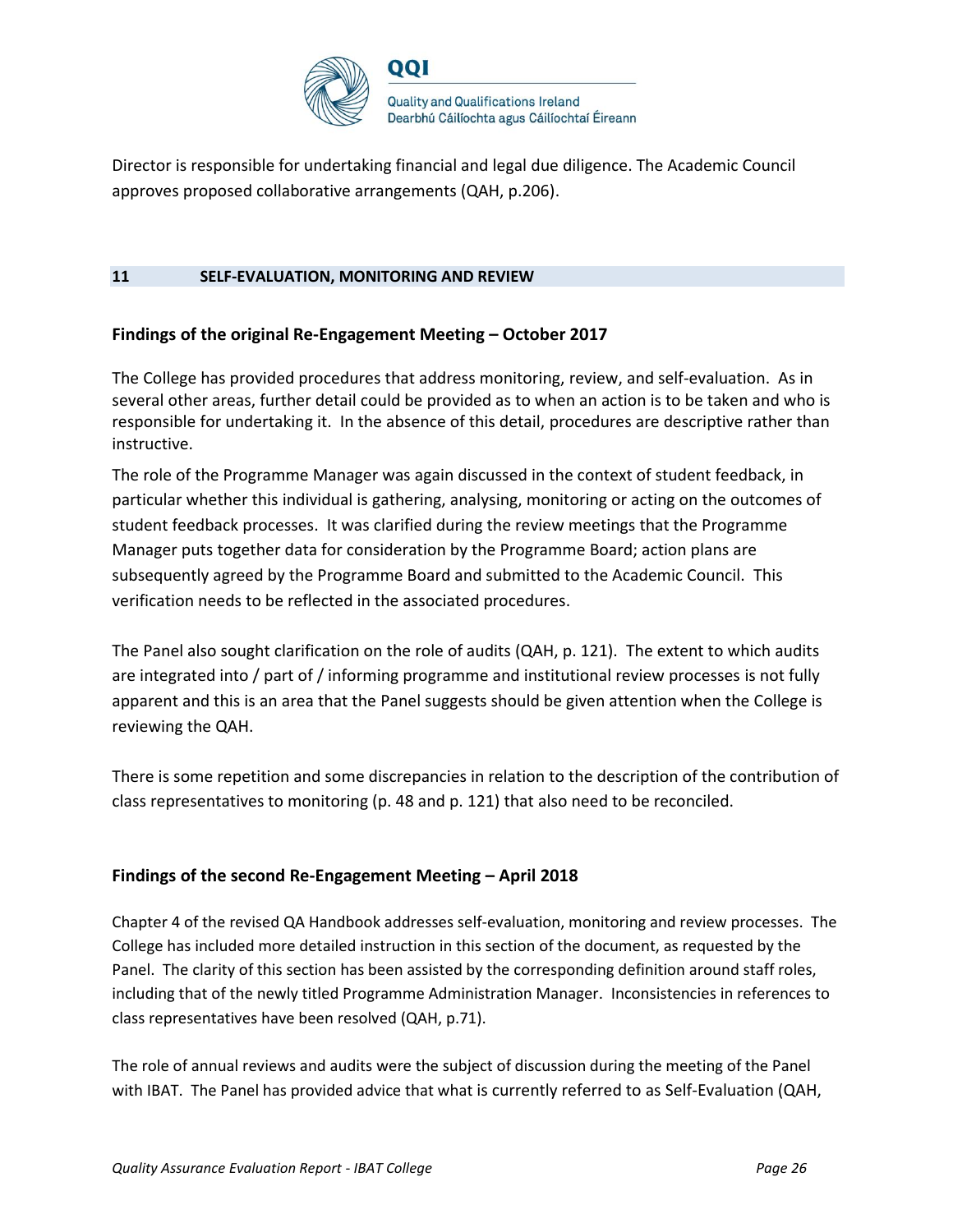Director is responsible for undertaking financial and legal due diligence. The Academic Council approves proposed collaborative arrangements (QAH, p.206).

## 11 SELF-EVALUATION, MONITORING AND REVIEW

### Findings of the original Re-Engagement Meeting – October 2017

The College has provided procedures that address monitoring, review, and self-evaluation. As in several other areas, further detail could be provided as to when an action is to be taken and who is responsible for undertaking it. In the absence of this detail, procedures are descriptive rather than instructive.

The role of the Programme Manager was again discussed in the context of student feedback, in particular whether this individual is gathering, analysing, monitoring or acting on the outcomes of student feedback processes. It was clarified during the review meetings that the Programme Manager puts together data for consideration by the Programme Board; action plans are subsequently agreed by the Programme Board and submitted to the Academic Council. This verification needs to be reflected in the associated procedures.

The Panel also sought clarification on the role of audits (QAH, p. 121). The extent to which audits are integrated into / part of / informing programme and institutional review processes is not fully apparent and this is an area that the Panel suggests should be given attention when the College is reviewing the QAH.

There is some repetition and some discrepancies in relation to the description of the contribution of class representatives to monitoring (p. 48 and p. 121) that also need to be reconciled.

### Findings of the second Re-Engagement Meeting – April 2018

Chapter 4 of the revised QA Handbook addresses self-evaluation, monitoring and review processes. The College has included more detailed instruction in this section of the document, as requested by the Panel. The clarity of this section has been assisted by the corresponding definition around staff roles, including that of the newly titled Programme Administration Manager. Inconsistencies in references to class representatives have been resolved (QAH, p.71).

The role of annual reviews and audits were the subject of discussion during the meeting of the Panel with IBAT. The Panel has provided advice that what is currently referred to as Self-Evaluation (QAH,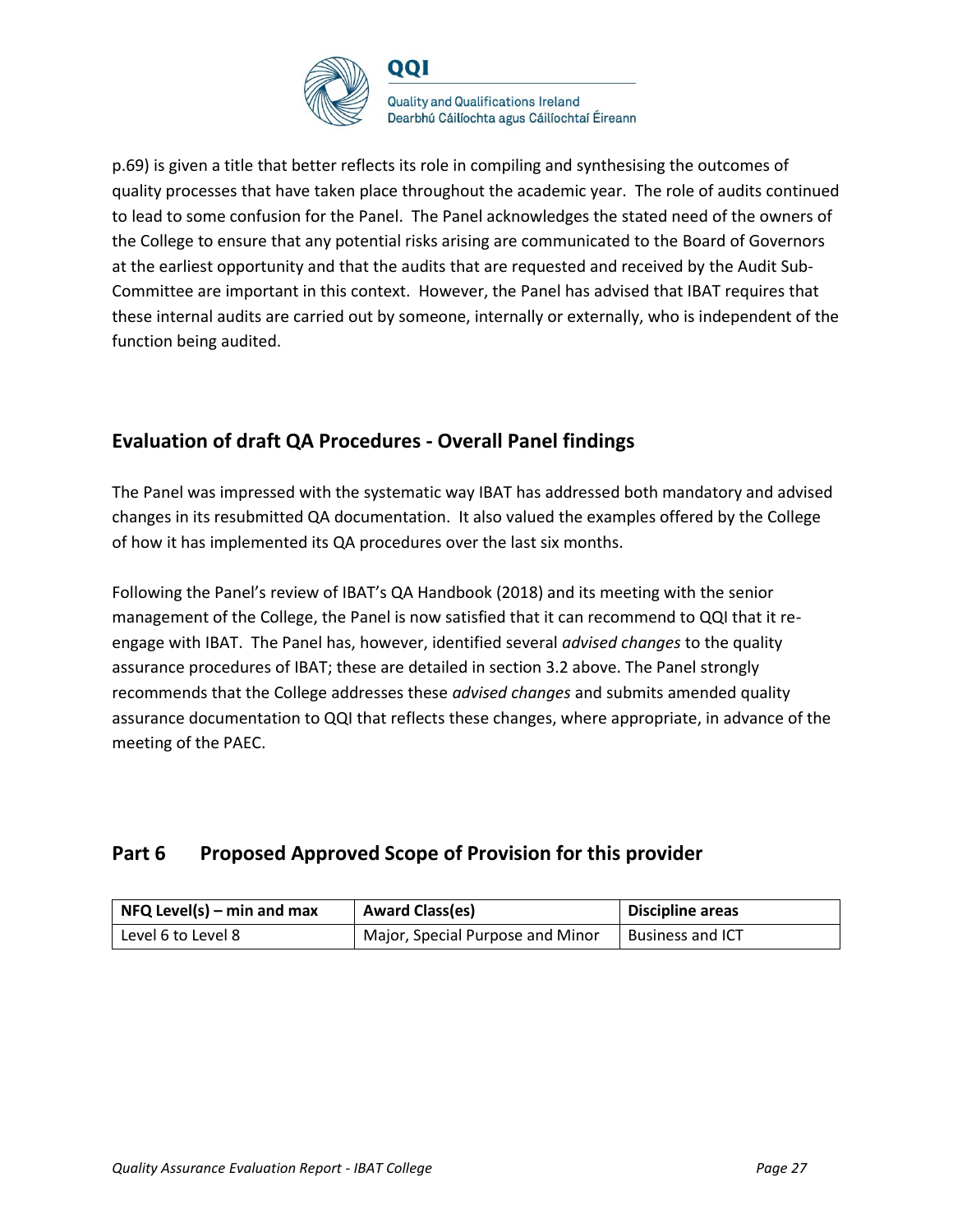p.69) is given a title that better reflects its role in compiling and synthesising the outcomes of quality processes that have taken place throughout the academic year. The role of audits continued to lead to some confusion for the Panel. The Panel acknowledges the stated need of the owners of the College to ensure that any potential risks arising are communicated to the Board of Governors at the earliest opportunity and that the audits that are requested and received by the Audit Sub-Committee are important in this context. However, the Panel has advised that IBAT requires that these internal audits are carried out by someone, internally or externally, who is independent of the function being audited.

## Evaluation of draft QA Procedures - Overall Panel findings

The Panel was impressed with the systematic way IBAT has addressed both mandatory and advised changes in its resubmitted QA documentation. It also valued the examples offered by the College of how it has implemented its QA procedures over the last six months.

Following the Panel's review of IBAT's QA Handbook (2018) and its meeting with the senior management of the College, the Panel is now satisfied that it can recommend to QQI that it re-engage with IBAT. The Panel has, however, identified several *advised changes* to the quality assurance procedures of IBAT; these are detailed in section 3.2 above. The Panel strongly recommends that the College addresses these *advised changes* and submits amended quality assurance documentation to QQI that reflects these changes, where appropriate, in advance of the meeting of the PAEC.

## Part 6 Proposed Approved Scope of Provision for this provider

| NFQ Level(s) – min and max | Award Class(es) | Discipline areas |
|---|---|---|
| Level 6 to Level 8 | Major, Special Purpose and Minor | Business and ICT |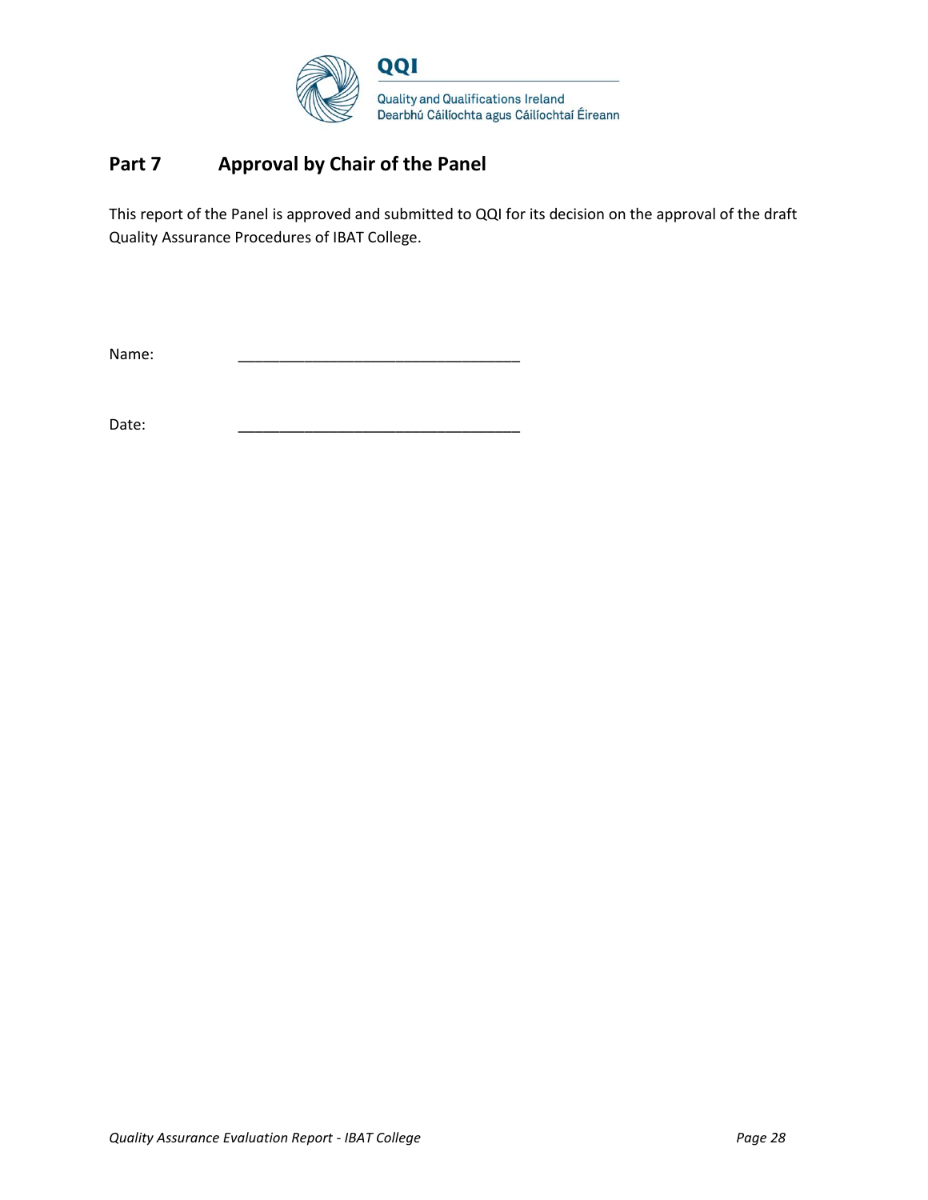## Part 7 Approval by Chair of the Panel

This report of the Panel is approved and submitted to QQI for its decision on the approval of the draft Quality Assurance Procedures of IBAT College.

Name: ___________________________________

Date: ___________________________________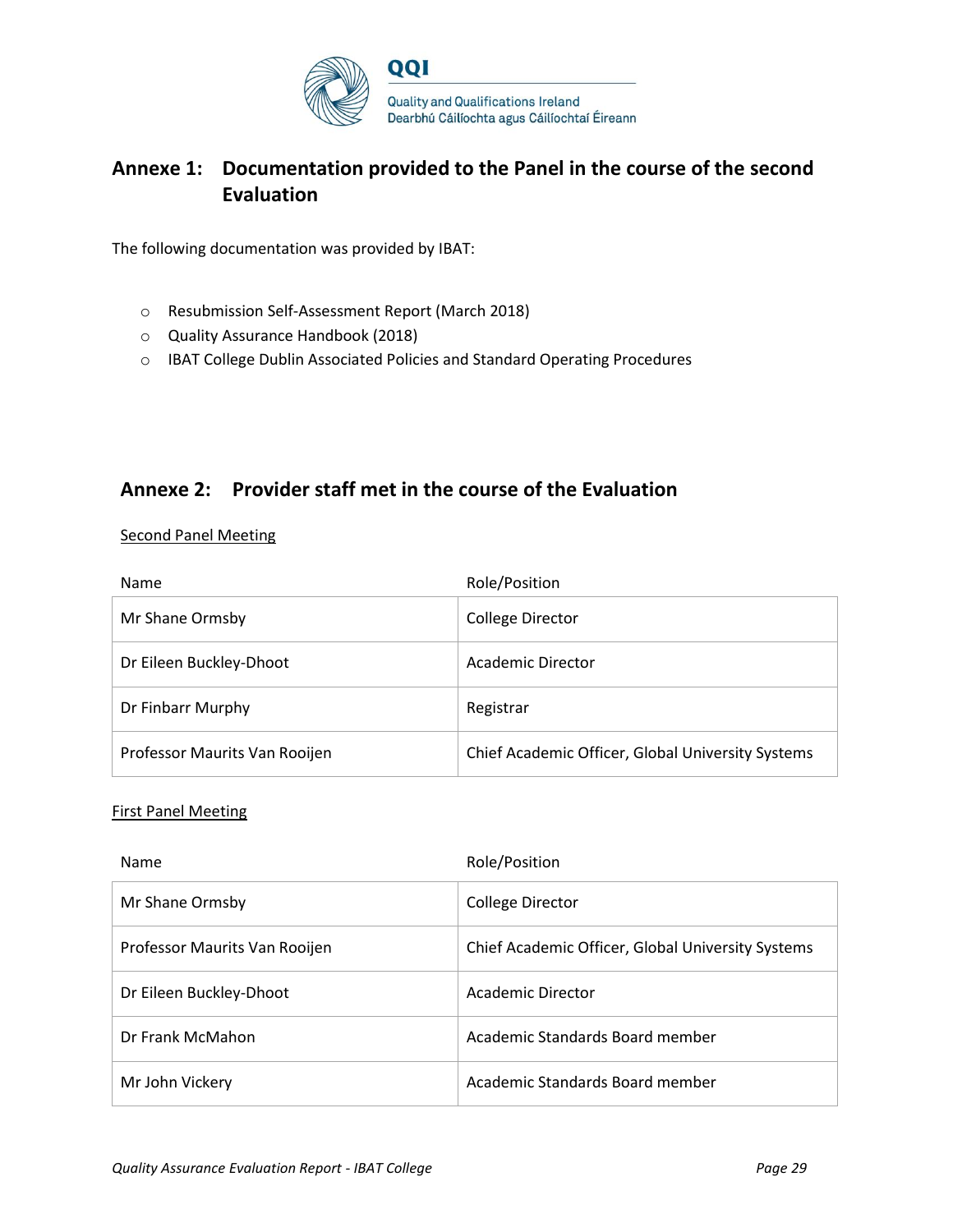## Annexe 1: Documentation provided to the Panel in the course of the second Evaluation

The following documentation was provided by IBAT:

- Resubmission Self-Assessment Report (March 2018)
- Quality Assurance Handbook (2018)
- IBAT College Dublin Associated Policies and Standard Operating Procedures

## Annexe 2: Provider staff met in the course of the Evaluation

<u>Second Panel Meeting</u>

| Name | Role/Position |
|---|---|
| Mr Shane Ormsby | College Director |
| Dr Eileen Buckley-Dhoot | Academic Director |
| Dr Finbarr Murphy | Registrar |
| Professor Maurits Van Rooijen | Chief Academic Officer, Global University Systems |

<u>First Panel Meeting</u>

| Name | Role/Position |
|---|---|
| Mr Shane Ormsby | College Director |
| Professor Maurits Van Rooijen | Chief Academic Officer, Global University Systems |
| Dr Eileen Buckley-Dhoot | Academic Director |
| Dr Frank McMahon | Academic Standards Board member |
| Mr John Vickery | Academic Standards Board member |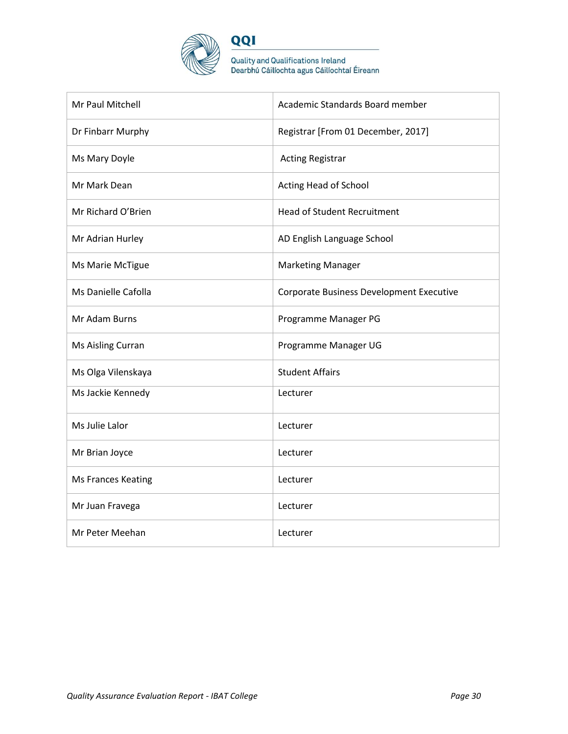| | |
|---|---|
| Mr Paul Mitchell | Academic Standards Board member |
| Dr Finbarr Murphy | Registrar [From 01 December, 2017] |
| Ms Mary Doyle | Acting Registrar |
| Mr Mark Dean | Acting Head of School |
| Mr Richard O'Brien | Head of Student Recruitment |
| Mr Adrian Hurley | AD English Language School |
| Ms Marie McTigue | Marketing Manager |
| Ms Danielle Cafolla | Corporate Business Development Executive |
| Mr Adam Burns | Programme Manager PG |
| Ms Aisling Curran | Programme Manager UG |
| Ms Olga Vilenskaya | Student Affairs |
| Ms Jackie Kennedy | Lecturer |
| Ms Julie Lalor | Lecturer |
| Mr Brian Joyce | Lecturer |
| Ms Frances Keating | Lecturer |
| Mr Juan Fravega | Lecturer |
| Mr Peter Meehan | Lecturer |